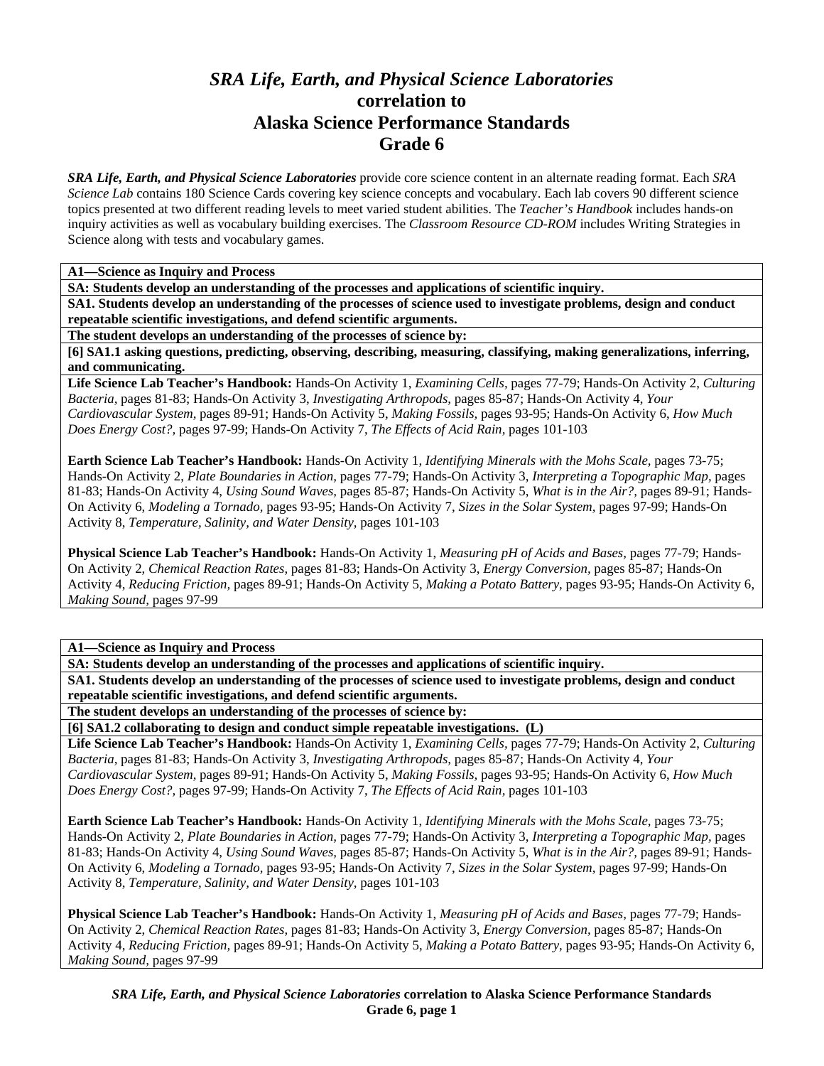# *SRA Life, Earth, and Physical Science Laboratories*
## correlation to
## Alaska Science Performance Standards
## Grade 6

***SRA Life, Earth, and Physical Science Laboratories*** provide core science content in an alternate reading format. Each *SRA Science Lab* contains 180 Science Cards covering key science concepts and vocabulary. Each lab covers 90 different science topics presented at two different reading levels to meet varied student abilities. The *Teacher's Handbook* includes hands-on inquiry activities as well as vocabulary building exercises. The *Classroom Resource CD-ROM* includes Writing Strategies in Science along with tests and vocabulary games.

**A1—Science as Inquiry and Process**

**SA: Students develop an understanding of the processes and applications of scientific inquiry.**

**SA1. Students develop an understanding of the processes of science used to investigate problems, design and conduct repeatable scientific investigations, and defend scientific arguments.**

**The student develops an understanding of the processes of science by:**

**[6] SA1.1 asking questions, predicting, observing, describing, measuring, classifying, making generalizations, inferring, and communicating.**

**Life Science Lab Teacher's Handbook:** Hands-On Activity 1, *Examining Cells,* pages 77-79; Hands-On Activity 2, *Culturing Bacteria,* pages 81-83; Hands-On Activity 3, *Investigating Arthropods,* pages 85-87; Hands-On Activity 4, *Your Cardiovascular System,* pages 89-91; Hands-On Activity 5, *Making Fossils,* pages 93-95; Hands-On Activity 6, *How Much Does Energy Cost?,* pages 97-99; Hands-On Activity 7, *The Effects of Acid Rain,* pages 101-103

**Earth Science Lab Teacher's Handbook:** Hands-On Activity 1, *Identifying Minerals with the Mohs Scale,* pages 73-75; Hands-On Activity 2, *Plate Boundaries in Action,* pages 77-79; Hands-On Activity 3, *Interpreting a Topographic Map,* pages 81-83; Hands-On Activity 4, *Using Sound Waves,* pages 85-87; Hands-On Activity 5, *What is in the Air?,* pages 89-91; Hands-On Activity 6, *Modeling a Tornado,* pages 93-95; Hands-On Activity 7, *Sizes in the Solar System,* pages 97-99; Hands-On Activity 8, *Temperature, Salinity, and Water Density,* pages 101-103

**Physical Science Lab Teacher's Handbook:** Hands-On Activity 1, *Measuring pH of Acids and Bases,* pages 77-79; Hands-On Activity 2, *Chemical Reaction Rates,* pages 81-83; Hands-On Activity 3, *Energy Conversion,* pages 85-87; Hands-On Activity 4, *Reducing Friction,* pages 89-91; Hands-On Activity 5, *Making a Potato Battery,* pages 93-95; Hands-On Activity 6, *Making Sound,* pages 97-99

**A1—Science as Inquiry and Process**

**SA: Students develop an understanding of the processes and applications of scientific inquiry.**

**SA1. Students develop an understanding of the processes of science used to investigate problems, design and conduct repeatable scientific investigations, and defend scientific arguments.**

**The student develops an understanding of the processes of science by:**

**[6] SA1.2 collaborating to design and conduct simple repeatable investigations. (L)**

**Life Science Lab Teacher's Handbook:** Hands-On Activity 1, *Examining Cells,* pages 77-79; Hands-On Activity 2, *Culturing Bacteria,* pages 81-83; Hands-On Activity 3, *Investigating Arthropods,* pages 85-87; Hands-On Activity 4, *Your Cardiovascular System,* pages 89-91; Hands-On Activity 5, *Making Fossils,* pages 93-95; Hands-On Activity 6, *How Much Does Energy Cost?,* pages 97-99; Hands-On Activity 7, *The Effects of Acid Rain,* pages 101-103

**Earth Science Lab Teacher's Handbook:** Hands-On Activity 1, *Identifying Minerals with the Mohs Scale,* pages 73-75; Hands-On Activity 2, *Plate Boundaries in Action,* pages 77-79; Hands-On Activity 3, *Interpreting a Topographic Map,* pages 81-83; Hands-On Activity 4, *Using Sound Waves,* pages 85-87; Hands-On Activity 5, *What is in the Air?,* pages 89-91; Hands-On Activity 6, *Modeling a Tornado,* pages 93-95; Hands-On Activity 7, *Sizes in the Solar System,* pages 97-99; Hands-On Activity 8, *Temperature, Salinity, and Water Density,* pages 101-103

**Physical Science Lab Teacher's Handbook:** Hands-On Activity 1, *Measuring pH of Acids and Bases,* pages 77-79; Hands-On Activity 2, *Chemical Reaction Rates,* pages 81-83; Hands-On Activity 3, *Energy Conversion,* pages 85-87; Hands-On Activity 4, *Reducing Friction,* pages 89-91; Hands-On Activity 5, *Making a Potato Battery,* pages 93-95; Hands-On Activity 6, *Making Sound,* pages 97-99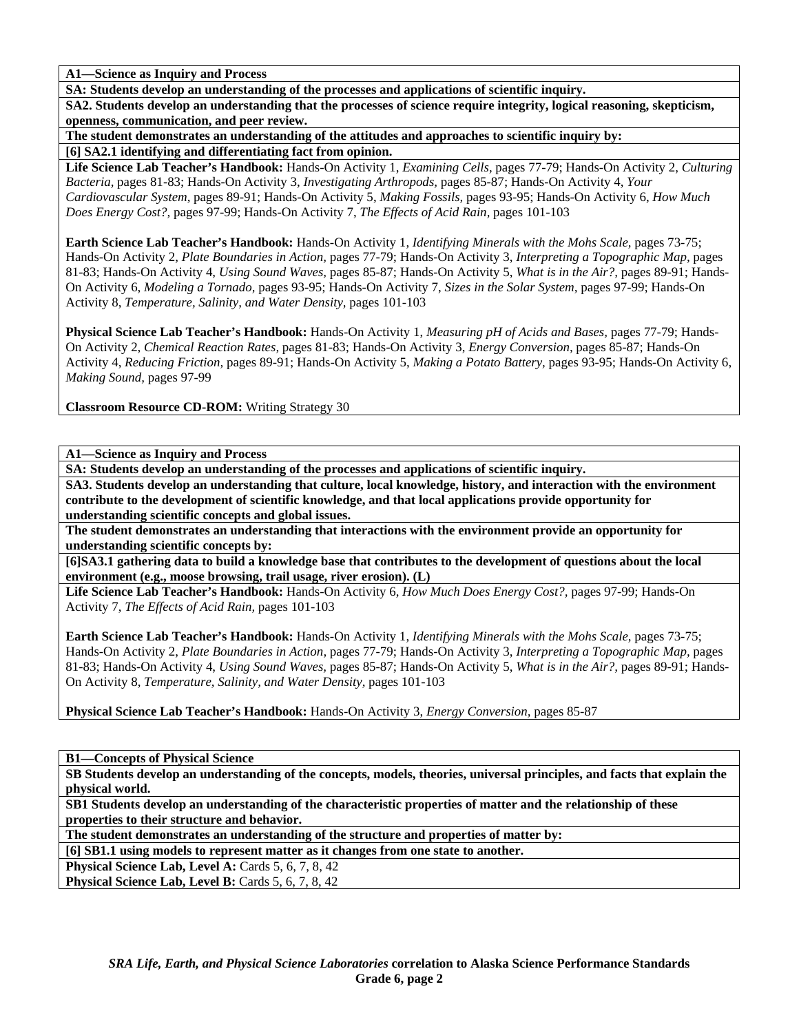**A1—Science as Inquiry and Process**

**SA: Students develop an understanding of the processes and applications of scientific inquiry.**

**SA2. Students develop an understanding that the processes of science require integrity, logical reasoning, skepticism, openness, communication, and peer review.**

**The student demonstrates an understanding of the attitudes and approaches to scientific inquiry by:**

**[6] SA2.1 identifying and differentiating fact from opinion.**

**Life Science Lab Teacher's Handbook:** Hands-On Activity 1, *Examining Cells,* pages 77-79; Hands-On Activity 2, *Culturing Bacteria,* pages 81-83; Hands-On Activity 3, *Investigating Arthropods,* pages 85-87; Hands-On Activity 4, *Your Cardiovascular System,* pages 89-91; Hands-On Activity 5, *Making Fossils,* pages 93-95; Hands-On Activity 6, *How Much Does Energy Cost?,* pages 97-99; Hands-On Activity 7, *The Effects of Acid Rain,* pages 101-103

**Earth Science Lab Teacher's Handbook:** Hands-On Activity 1, *Identifying Minerals with the Mohs Scale,* pages 73-75; Hands-On Activity 2, *Plate Boundaries in Action,* pages 77-79; Hands-On Activity 3, *Interpreting a Topographic Map,* pages 81-83; Hands-On Activity 4, *Using Sound Waves,* pages 85-87; Hands-On Activity 5, *What is in the Air?,* pages 89-91; Hands-On Activity 6, *Modeling a Tornado,* pages 93-95; Hands-On Activity 7, *Sizes in the Solar System,* pages 97-99; Hands-On Activity 8, *Temperature, Salinity, and Water Density,* pages 101-103

**Physical Science Lab Teacher's Handbook:** Hands-On Activity 1, *Measuring pH of Acids and Bases,* pages 77-79; Hands-On Activity 2, *Chemical Reaction Rates,* pages 81-83; Hands-On Activity 3, *Energy Conversion,* pages 85-87; Hands-On Activity 4, *Reducing Friction,* pages 89-91; Hands-On Activity 5, *Making a Potato Battery,* pages 93-95; Hands-On Activity 6, *Making Sound,* pages 97-99

**Classroom Resource CD-ROM:** Writing Strategy 30

---

**A1—Science as Inquiry and Process**

**SA: Students develop an understanding of the processes and applications of scientific inquiry.**

**SA3. Students develop an understanding that culture, local knowledge, history, and interaction with the environment contribute to the development of scientific knowledge, and that local applications provide opportunity for understanding scientific concepts and global issues.**

**The student demonstrates an understanding that interactions with the environment provide an opportunity for understanding scientific concepts by:**

**[6]SA3.1 gathering data to build a knowledge base that contributes to the development of questions about the local environment (e.g., moose browsing, trail usage, river erosion). (L)**

**Life Science Lab Teacher's Handbook:** Hands-On Activity 6, *How Much Does Energy Cost?,* pages 97-99; Hands-On Activity 7, *The Effects of Acid Rain,* pages 101-103

**Earth Science Lab Teacher's Handbook:** Hands-On Activity 1, *Identifying Minerals with the Mohs Scale,* pages 73-75; Hands-On Activity 2, *Plate Boundaries in Action,* pages 77-79; Hands-On Activity 3, *Interpreting a Topographic Map,* pages 81-83; Hands-On Activity 4, *Using Sound Waves,* pages 85-87; Hands-On Activity 5, *What is in the Air?,* pages 89-91; Hands-On Activity 8, *Temperature, Salinity, and Water Density,* pages 101-103

**Physical Science Lab Teacher's Handbook:** Hands-On Activity 3, *Energy Conversion,* pages 85-87

---

**B1—Concepts of Physical Science**

**SB Students develop an understanding of the concepts, models, theories, universal principles, and facts that explain the physical world.**

**SB1 Students develop an understanding of the characteristic properties of matter and the relationship of these properties to their structure and behavior.**

**The student demonstrates an understanding of the structure and properties of matter by:**

**[6] SB1.1 using models to represent matter as it changes from one state to another.**

**Physical Science Lab, Level A:** Cards 5, 6, 7, 8, 42
**Physical Science Lab, Level B:** Cards 5, 6, 7, 8, 42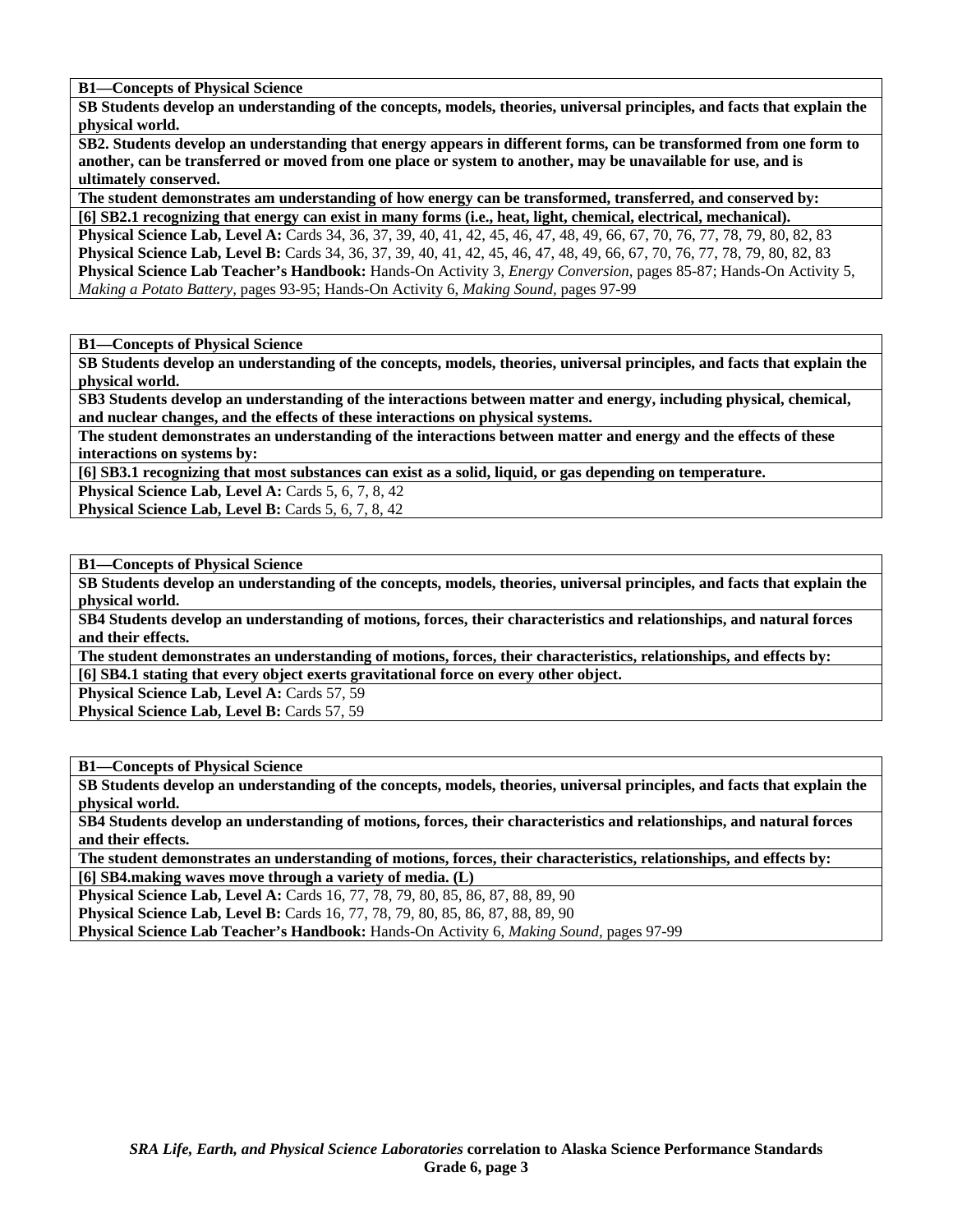**B1—Concepts of Physical Science**

**SB Students develop an understanding of the concepts, models, theories, universal principles, and facts that explain the physical world.**

**SB2. Students develop an understanding that energy appears in different forms, can be transformed from one form to another, can be transferred or moved from one place or system to another, may be unavailable for use, and is ultimately conserved.**

**The student demonstrates am understanding of how energy can be transformed, transferred, and conserved by:**

**[6] SB2.1 recognizing that energy can exist in many forms (i.e., heat, light, chemical, electrical, mechanical).**

**Physical Science Lab, Level A:** Cards 34, 36, 37, 39, 40, 41, 42, 45, 46, 47, 48, 49, 66, 67, 70, 76, 77, 78, 79, 80, 82, 83
**Physical Science Lab, Level B:** Cards 34, 36, 37, 39, 40, 41, 42, 45, 46, 47, 48, 49, 66, 67, 70, 76, 77, 78, 79, 80, 82, 83
**Physical Science Lab Teacher's Handbook:** Hands-On Activity 3, *Energy Conversion,* pages 85-87; Hands-On Activity 5, *Making a Potato Battery,* pages 93-95; Hands-On Activity 6, *Making Sound,* pages 97-99

**B1—Concepts of Physical Science**

**SB Students develop an understanding of the concepts, models, theories, universal principles, and facts that explain the physical world.**

**SB3 Students develop an understanding of the interactions between matter and energy, including physical, chemical, and nuclear changes, and the effects of these interactions on physical systems.**

**The student demonstrates an understanding of the interactions between matter and energy and the effects of these interactions on systems by:**

**[6] SB3.1 recognizing that most substances can exist as a solid, liquid, or gas depending on temperature.**

**Physical Science Lab, Level A:** Cards 5, 6, 7, 8, 42
**Physical Science Lab, Level B:** Cards 5, 6, 7, 8, 42

**B1—Concepts of Physical Science**

**SB Students develop an understanding of the concepts, models, theories, universal principles, and facts that explain the physical world.**

**SB4 Students develop an understanding of motions, forces, their characteristics and relationships, and natural forces and their effects.**

**The student demonstrates an understanding of motions, forces, their characteristics, relationships, and effects by:**

**[6] SB4.1 stating that every object exerts gravitational force on every other object.**

**Physical Science Lab, Level A:** Cards 57, 59
**Physical Science Lab, Level B:** Cards 57, 59

**B1—Concepts of Physical Science**

**SB Students develop an understanding of the concepts, models, theories, universal principles, and facts that explain the physical world.**

**SB4 Students develop an understanding of motions, forces, their characteristics and relationships, and natural forces and their effects.**

**The student demonstrates an understanding of motions, forces, their characteristics, relationships, and effects by:**

**[6] SB4.making waves move through a variety of media. (L)**

**Physical Science Lab, Level A:** Cards 16, 77, 78, 79, 80, 85, 86, 87, 88, 89, 90
**Physical Science Lab, Level B:** Cards 16, 77, 78, 79, 80, 85, 86, 87, 88, 89, 90
**Physical Science Lab Teacher's Handbook:** Hands-On Activity 6, *Making Sound,* pages 97-99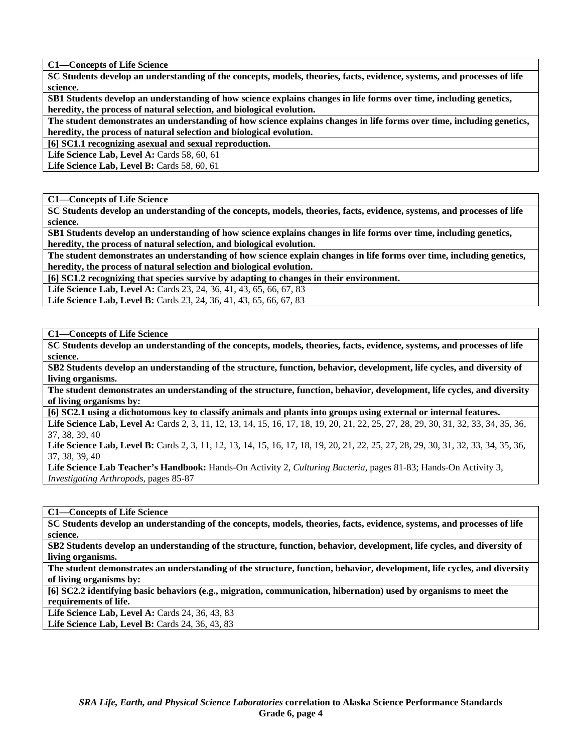**C1—Concepts of Life Science**

**SC Students develop an understanding of the concepts, models, theories, facts, evidence, systems, and processes of life science.**

**SB1 Students develop an understanding of how science explains changes in life forms over time, including genetics, heredity, the process of natural selection, and biological evolution.**

**The student demonstrates an understanding of how science explains changes in life forms over time, including genetics, heredity, the process of natural selection and biological evolution.**

**[6] SC1.1 recognizing asexual and sexual reproduction.**

**Life Science Lab, Level A:** Cards 58, 60, 61

**Life Science Lab, Level B:** Cards 58, 60, 61

---

**C1—Concepts of Life Science**

**SC Students develop an understanding of the concepts, models, theories, facts, evidence, systems, and processes of life science.**

**SB1 Students develop an understanding of how science explains changes in life forms over time, including genetics, heredity, the process of natural selection, and biological evolution.**

**The student demonstrates an understanding of how science explain changes in life forms over time, including genetics, heredity, the process of natural selection and biological evolution.**

**[6] SC1.2 recognizing that species survive by adapting to changes in their environment.**

**Life Science Lab, Level A:** Cards 23, 24, 36, 41, 43, 65, 66, 67, 83

**Life Science Lab, Level B:** Cards 23, 24, 36, 41, 43, 65, 66, 67, 83

---

**C1—Concepts of Life Science**

**SC Students develop an understanding of the concepts, models, theories, facts, evidence, systems, and processes of life science.**

**SB2 Students develop an understanding of the structure, function, behavior, development, life cycles, and diversity of living organisms.**

**The student demonstrates an understanding of the structure, function, behavior, development, life cycles, and diversity of living organisms by:**

**[6] SC2.1 using a dichotomous key to classify animals and plants into groups using external or internal features.**

**Life Science Lab, Level A:** Cards 2, 3, 11, 12, 13, 14, 15, 16, 17, 18, 19, 20, 21, 22, 25, 27, 28, 29, 30, 31, 32, 33, 34, 35, 36, 37, 38, 39, 40

**Life Science Lab, Level B:** Cards 2, 3, 11, 12, 13, 14, 15, 16, 17, 18, 19, 20, 21, 22, 25, 27, 28, 29, 30, 31, 32, 33, 34, 35, 36, 37, 38, 39, 40

**Life Science Lab Teacher's Handbook:** Hands-On Activity 2, *Culturing Bacteria,* pages 81-83; Hands-On Activity 3, *Investigating Arthropods,* pages 85-87

---

**C1—Concepts of Life Science**

**SC Students develop an understanding of the concepts, models, theories, facts, evidence, systems, and processes of life science.**

**SB2 Students develop an understanding of the structure, function, behavior, development, life cycles, and diversity of living organisms.**

**The student demonstrates an understanding of the structure, function, behavior, development, life cycles, and diversity of living organisms by:**

**[6] SC2.2 identifying basic behaviors (e.g., migration, communication, hibernation) used by organisms to meet the requirements of life.**

**Life Science Lab, Level A:** Cards 24, 36, 43, 83

**Life Science Lab, Level B:** Cards 24, 36, 43, 83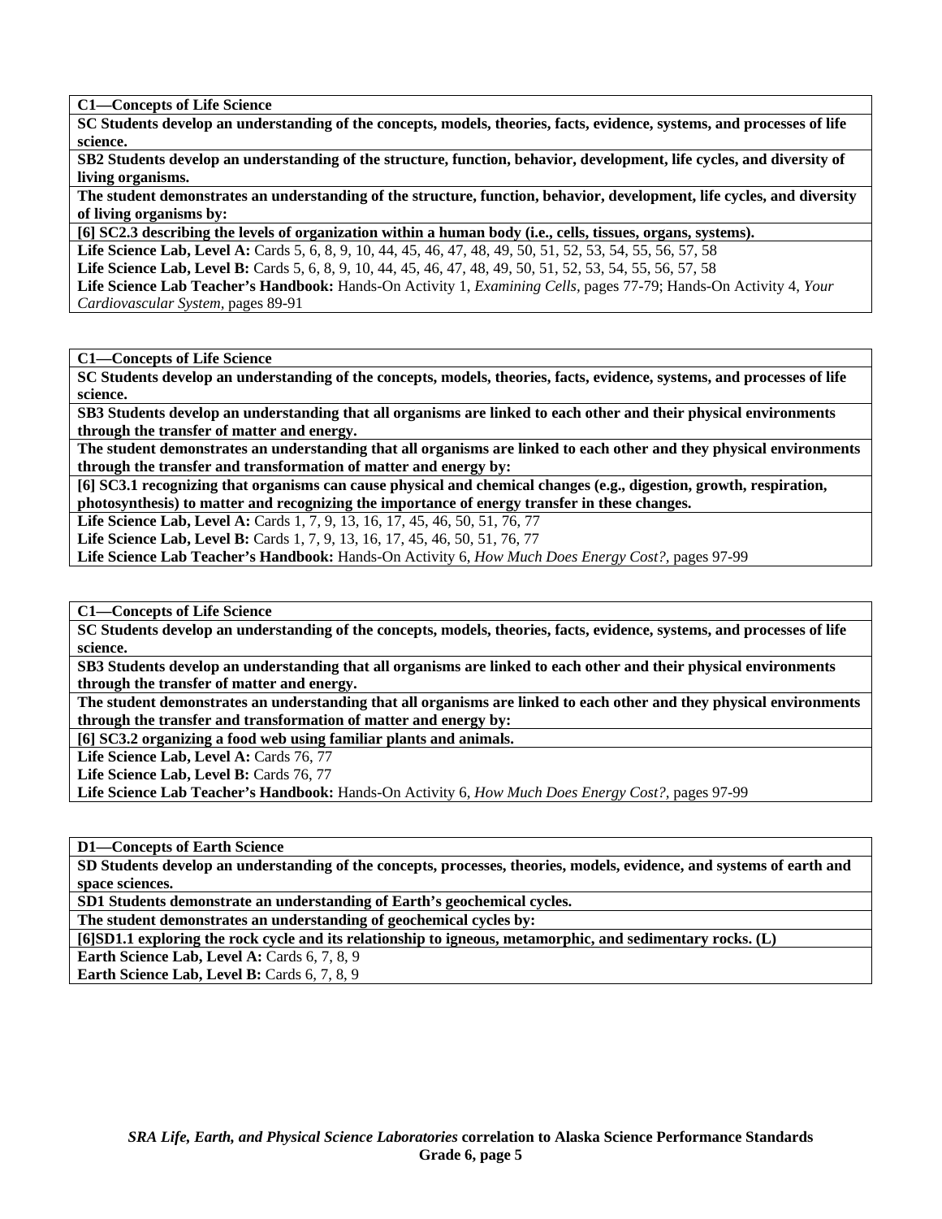**C1—Concepts of Life Science**

**SC Students develop an understanding of the concepts, models, theories, facts, evidence, systems, and processes of life science.**

**SB2 Students develop an understanding of the structure, function, behavior, development, life cycles, and diversity of living organisms.**

**The student demonstrates an understanding of the structure, function, behavior, development, life cycles, and diversity of living organisms by:**

**[6] SC2.3 describing the levels of organization within a human body (i.e., cells, tissues, organs, systems).**

**Life Science Lab, Level A:** Cards 5, 6, 8, 9, 10, 44, 45, 46, 47, 48, 49, 50, 51, 52, 53, 54, 55, 56, 57, 58

**Life Science Lab, Level B:** Cards 5, 6, 8, 9, 10, 44, 45, 46, 47, 48, 49, 50, 51, 52, 53, 54, 55, 56, 57, 58

**Life Science Lab Teacher's Handbook:** Hands-On Activity 1, *Examining Cells,* pages 77-79; Hands-On Activity 4, *Your Cardiovascular System,* pages 89-91

---

**C1—Concepts of Life Science**

**SC Students develop an understanding of the concepts, models, theories, facts, evidence, systems, and processes of life science.**

**SB3 Students develop an understanding that all organisms are linked to each other and their physical environments through the transfer of matter and energy.**

**The student demonstrates an understanding that all organisms are linked to each other and they physical environments through the transfer and transformation of matter and energy by:**

**[6] SC3.1 recognizing that organisms can cause physical and chemical changes (e.g., digestion, growth, respiration, photosynthesis) to matter and recognizing the importance of energy transfer in these changes.**

**Life Science Lab, Level A:** Cards 1, 7, 9, 13, 16, 17, 45, 46, 50, 51, 76, 77

**Life Science Lab, Level B:** Cards 1, 7, 9, 13, 16, 17, 45, 46, 50, 51, 76, 77

**Life Science Lab Teacher's Handbook:** Hands-On Activity 6, *How Much Does Energy Cost?,* pages 97-99

---

**C1—Concepts of Life Science**

**SC Students develop an understanding of the concepts, models, theories, facts, evidence, systems, and processes of life science.**

**SB3 Students develop an understanding that all organisms are linked to each other and their physical environments through the transfer of matter and energy.**

**The student demonstrates an understanding that all organisms are linked to each other and they physical environments through the transfer and transformation of matter and energy by:**

**[6] SC3.2 organizing a food web using familiar plants and animals.**

**Life Science Lab, Level A:** Cards 76, 77

**Life Science Lab, Level B:** Cards 76, 77

**Life Science Lab Teacher's Handbook:** Hands-On Activity 6, *How Much Does Energy Cost?,* pages 97-99

---

**D1—Concepts of Earth Science**

**SD Students develop an understanding of the concepts, processes, theories, models, evidence, and systems of earth and space sciences.**

**SD1 Students demonstrate an understanding of Earth's geochemical cycles.**

**The student demonstrates an understanding of geochemical cycles by:**

**[6]SD1.1 exploring the rock cycle and its relationship to igneous, metamorphic, and sedimentary rocks. (L)**

**Earth Science Lab, Level A:** Cards 6, 7, 8, 9

**Earth Science Lab, Level B:** Cards 6, 7, 8, 9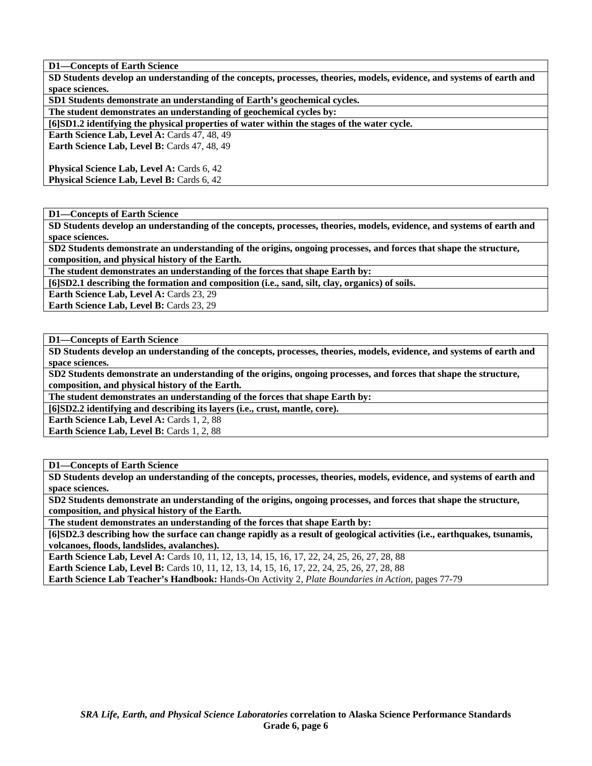**D1—Concepts of Earth Science**

**SD Students develop an understanding of the concepts, processes, theories, models, evidence, and systems of earth and space sciences.**

**SD1 Students demonstrate an understanding of Earth's geochemical cycles.**

**The student demonstrates an understanding of geochemical cycles by:**

**[6]SD1.2 identifying the physical properties of water within the stages of the water cycle.**

**Earth Science Lab, Level A:** Cards 47, 48, 49
**Earth Science Lab, Level B:** Cards 47, 48, 49

**Physical Science Lab, Level A:** Cards 6, 42
**Physical Science Lab, Level B:** Cards 6, 42

---

**D1—Concepts of Earth Science**

**SD Students develop an understanding of the concepts, processes, theories, models, evidence, and systems of earth and space sciences.**

**SD2 Students demonstrate an understanding of the origins, ongoing processes, and forces that shape the structure, composition, and physical history of the Earth.**

**The student demonstrates an understanding of the forces that shape Earth by:**

**[6]SD2.1 describing the formation and composition (i.e., sand, silt, clay, organics) of soils.**

**Earth Science Lab, Level A:** Cards 23, 29
**Earth Science Lab, Level B:** Cards 23, 29

---

**D1—Concepts of Earth Science**

**SD Students develop an understanding of the concepts, processes, theories, models, evidence, and systems of earth and space sciences.**

**SD2 Students demonstrate an understanding of the origins, ongoing processes, and forces that shape the structure, composition, and physical history of the Earth.**

**The student demonstrates an understanding of the forces that shape Earth by:**

**[6]SD2.2 identifying and describing its layers (i.e., crust, mantle, core).**

**Earth Science Lab, Level A:** Cards 1, 2, 88
**Earth Science Lab, Level B:** Cards 1, 2, 88

---

**D1—Concepts of Earth Science**

**SD Students develop an understanding of the concepts, processes, theories, models, evidence, and systems of earth and space sciences.**

**SD2 Students demonstrate an understanding of the origins, ongoing processes, and forces that shape the structure, composition, and physical history of the Earth.**

**The student demonstrates an understanding of the forces that shape Earth by:**

**[6]SD2.3 describing how the surface can change rapidly as a result of geological activities (i.e., earthquakes, tsunamis, volcanoes, floods, landslides, avalanches).**

**Earth Science Lab, Level A:** Cards 10, 11, 12, 13, 14, 15, 16, 17, 22, 24, 25, 26, 27, 28, 88
**Earth Science Lab, Level B:** Cards 10, 11, 12, 13, 14, 15, 16, 17, 22, 24, 25, 26, 27, 28, 88
**Earth Science Lab Teacher's Handbook:** Hands-On Activity 2, *Plate Boundaries in Action,* pages 77-79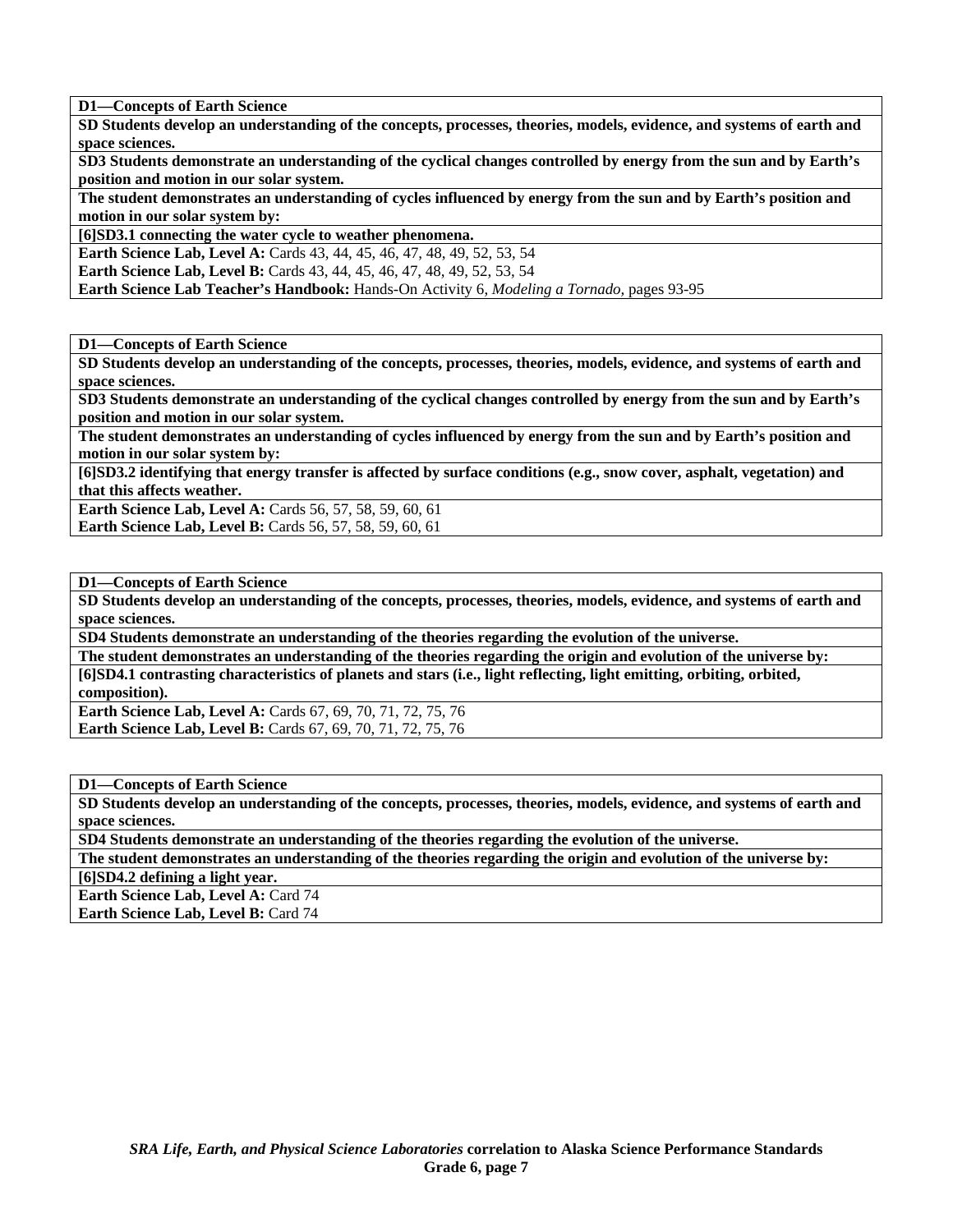**D1—Concepts of Earth Science**

**SD Students develop an understanding of the concepts, processes, theories, models, evidence, and systems of earth and space sciences.**

**SD3 Students demonstrate an understanding of the cyclical changes controlled by energy from the sun and by Earth's position and motion in our solar system.**

**The student demonstrates an understanding of cycles influenced by energy from the sun and by Earth's position and motion in our solar system by:**

**[6]SD3.1 connecting the water cycle to weather phenomena.**

**Earth Science Lab, Level A:** Cards 43, 44, 45, 46, 47, 48, 49, 52, 53, 54
**Earth Science Lab, Level B:** Cards 43, 44, 45, 46, 47, 48, 49, 52, 53, 54
**Earth Science Lab Teacher's Handbook:** Hands-On Activity 6, *Modeling a Tornado,* pages 93-95

**D1—Concepts of Earth Science**

**SD Students develop an understanding of the concepts, processes, theories, models, evidence, and systems of earth and space sciences.**

**SD3 Students demonstrate an understanding of the cyclical changes controlled by energy from the sun and by Earth's position and motion in our solar system.**

**The student demonstrates an understanding of cycles influenced by energy from the sun and by Earth's position and motion in our solar system by:**

**[6]SD3.2 identifying that energy transfer is affected by surface conditions (e.g., snow cover, asphalt, vegetation) and that this affects weather.**

**Earth Science Lab, Level A:** Cards 56, 57, 58, 59, 60, 61
**Earth Science Lab, Level B:** Cards 56, 57, 58, 59, 60, 61

**D1—Concepts of Earth Science**

**SD Students develop an understanding of the concepts, processes, theories, models, evidence, and systems of earth and space sciences.**

**SD4 Students demonstrate an understanding of the theories regarding the evolution of the universe.**

**The student demonstrates an understanding of the theories regarding the origin and evolution of the universe by:**

**[6]SD4.1 contrasting characteristics of planets and stars (i.e., light reflecting, light emitting, orbiting, orbited, composition).**

**Earth Science Lab, Level A:** Cards 67, 69, 70, 71, 72, 75, 76
**Earth Science Lab, Level B:** Cards 67, 69, 70, 71, 72, 75, 76

**D1—Concepts of Earth Science**

**SD Students develop an understanding of the concepts, processes, theories, models, evidence, and systems of earth and space sciences.**

**SD4 Students demonstrate an understanding of the theories regarding the evolution of the universe.**

**The student demonstrates an understanding of the theories regarding the origin and evolution of the universe by:**

**[6]SD4.2 defining a light year.**

**Earth Science Lab, Level A:** Card 74
**Earth Science Lab, Level B:** Card 74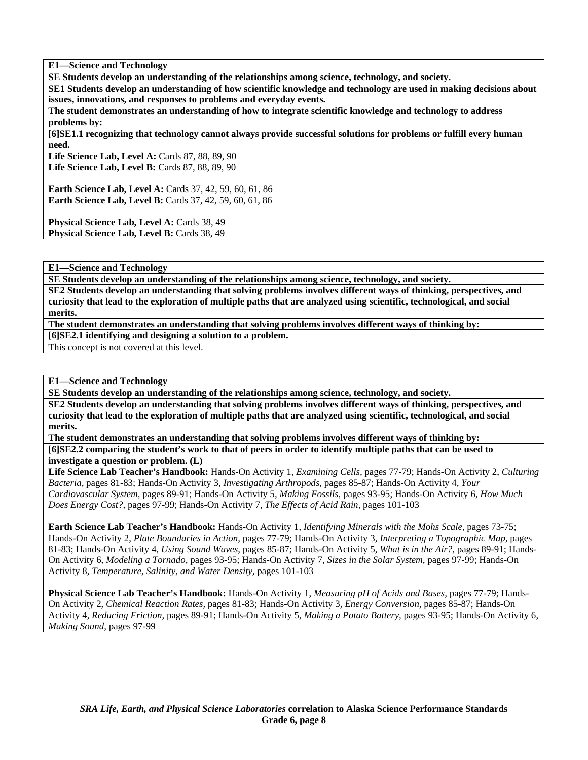**E1—Science and Technology**

**SE Students develop an understanding of the relationships among science, technology, and society.**

**SE1 Students develop an understanding of how scientific knowledge and technology are used in making decisions about issues, innovations, and responses to problems and everyday events.**

**The student demonstrates an understanding of how to integrate scientific knowledge and technology to address problems by:**

**[6]SE1.1 recognizing that technology cannot always provide successful solutions for problems or fulfill every human need.**

**Life Science Lab, Level A:** Cards 87, 88, 89, 90
**Life Science Lab, Level B:** Cards 87, 88, 89, 90

**Earth Science Lab, Level A:** Cards 37, 42, 59, 60, 61, 86
**Earth Science Lab, Level B:** Cards 37, 42, 59, 60, 61, 86

**Physical Science Lab, Level A:** Cards 38, 49
**Physical Science Lab, Level B:** Cards 38, 49

---

**E1—Science and Technology**

**SE Students develop an understanding of the relationships among science, technology, and society.**

**SE2 Students develop an understanding that solving problems involves different ways of thinking, perspectives, and curiosity that lead to the exploration of multiple paths that are analyzed using scientific, technological, and social merits.**

**The student demonstrates an understanding that solving problems involves different ways of thinking by:**

**[6]SE2.1 identifying and designing a solution to a problem.**

This concept is not covered at this level.

---

**E1—Science and Technology**

**SE Students develop an understanding of the relationships among science, technology, and society.**

**SE2 Students develop an understanding that solving problems involves different ways of thinking, perspectives, and curiosity that lead to the exploration of multiple paths that are analyzed using scientific, technological, and social merits.**

**The student demonstrates an understanding that solving problems involves different ways of thinking by:**

**[6]SE2.2 comparing the student's work to that of peers in order to identify multiple paths that can be used to investigate a question or problem. (L)**

**Life Science Lab Teacher's Handbook:** Hands-On Activity 1, *Examining Cells,* pages 77-79; Hands-On Activity 2, *Culturing Bacteria,* pages 81-83; Hands-On Activity 3, *Investigating Arthropods,* pages 85-87; Hands-On Activity 4, *Your Cardiovascular System,* pages 89-91; Hands-On Activity 5, *Making Fossils,* pages 93-95; Hands-On Activity 6, *How Much Does Energy Cost?,* pages 97-99; Hands-On Activity 7, *The Effects of Acid Rain,* pages 101-103

**Earth Science Lab Teacher's Handbook:** Hands-On Activity 1, *Identifying Minerals with the Mohs Scale,* pages 73-75; Hands-On Activity 2, *Plate Boundaries in Action,* pages 77-79; Hands-On Activity 3, *Interpreting a Topographic Map,* pages 81-83; Hands-On Activity 4, *Using Sound Waves,* pages 85-87; Hands-On Activity 5, *What is in the Air?,* pages 89-91; Hands-On Activity 6, *Modeling a Tornado,* pages 93-95; Hands-On Activity 7, *Sizes in the Solar System,* pages 97-99; Hands-On Activity 8, *Temperature, Salinity, and Water Density,* pages 101-103

**Physical Science Lab Teacher's Handbook:** Hands-On Activity 1, *Measuring pH of Acids and Bases,* pages 77-79; Hands-On Activity 2, *Chemical Reaction Rates,* pages 81-83; Hands-On Activity 3, *Energy Conversion,* pages 85-87; Hands-On Activity 4, *Reducing Friction,* pages 89-91; Hands-On Activity 5, *Making a Potato Battery,* pages 93-95; Hands-On Activity 6, *Making Sound,* pages 97-99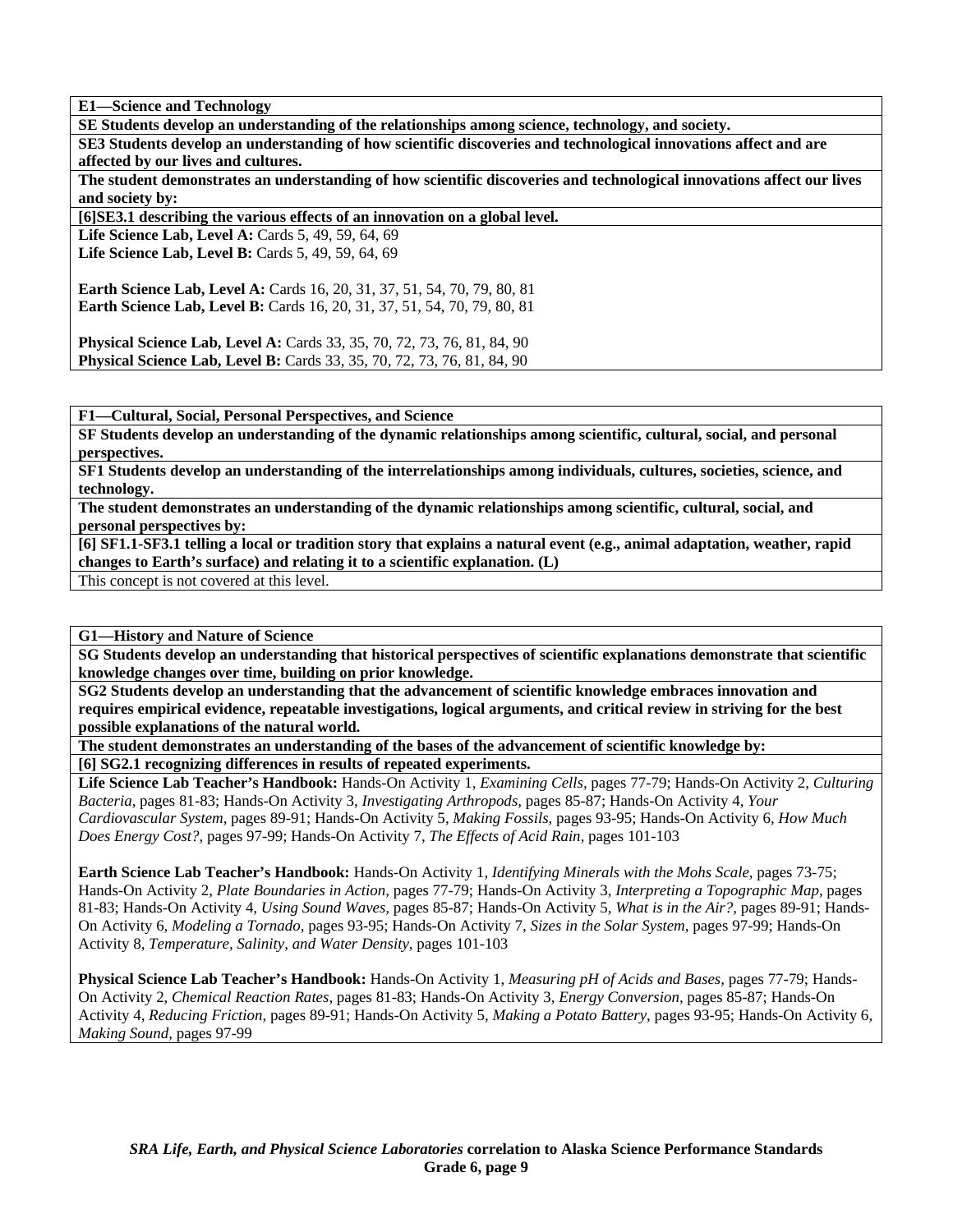**E1—Science and Technology**

**SE Students develop an understanding of the relationships among science, technology, and society.**

**SE3 Students develop an understanding of how scientific discoveries and technological innovations affect and are affected by our lives and cultures.**

**The student demonstrates an understanding of how scientific discoveries and technological innovations affect our lives and society by:**

**[6]SE3.1 describing the various effects of an innovation on a global level.**

**Life Science Lab, Level A:** Cards 5, 49, 59, 64, 69
**Life Science Lab, Level B:** Cards 5, 49, 59, 64, 69

**Earth Science Lab, Level A:** Cards 16, 20, 31, 37, 51, 54, 70, 79, 80, 81
**Earth Science Lab, Level B:** Cards 16, 20, 31, 37, 51, 54, 70, 79, 80, 81

**Physical Science Lab, Level A:** Cards 33, 35, 70, 72, 73, 76, 81, 84, 90
**Physical Science Lab, Level B:** Cards 33, 35, 70, 72, 73, 76, 81, 84, 90

**F1—Cultural, Social, Personal Perspectives, and Science**

**SF Students develop an understanding of the dynamic relationships among scientific, cultural, social, and personal perspectives.**

**SF1 Students develop an understanding of the interrelationships among individuals, cultures, societies, science, and technology.**

**The student demonstrates an understanding of the dynamic relationships among scientific, cultural, social, and personal perspectives by:**

**[6] SF1.1-SF3.1 telling a local or tradition story that explains a natural event (e.g., animal adaptation, weather, rapid changes to Earth's surface) and relating it to a scientific explanation. (L)**

This concept is not covered at this level.

**G1—History and Nature of Science**

**SG Students develop an understanding that historical perspectives of scientific explanations demonstrate that scientific knowledge changes over time, building on prior knowledge.**

**SG2 Students develop an understanding that the advancement of scientific knowledge embraces innovation and requires empirical evidence, repeatable investigations, logical arguments, and critical review in striving for the best possible explanations of the natural world.**

**The student demonstrates an understanding of the bases of the advancement of scientific knowledge by:**

**[6] SG2.1 recognizing differences in results of repeated experiments.**

**Life Science Lab Teacher's Handbook:** Hands-On Activity 1, *Examining Cells,* pages 77-79; Hands-On Activity 2, *Culturing Bacteria,* pages 81-83; Hands-On Activity 3, *Investigating Arthropods,* pages 85-87; Hands-On Activity 4, *Your Cardiovascular System,* pages 89-91; Hands-On Activity 5, *Making Fossils,* pages 93-95; Hands-On Activity 6, *How Much Does Energy Cost?,* pages 97-99; Hands-On Activity 7, *The Effects of Acid Rain,* pages 101-103

**Earth Science Lab Teacher's Handbook:** Hands-On Activity 1, *Identifying Minerals with the Mohs Scale,* pages 73-75; Hands-On Activity 2, *Plate Boundaries in Action,* pages 77-79; Hands-On Activity 3, *Interpreting a Topographic Map,* pages 81-83; Hands-On Activity 4, *Using Sound Waves,* pages 85-87; Hands-On Activity 5, *What is in the Air?,* pages 89-91; Hands-On Activity 6, *Modeling a Tornado,* pages 93-95; Hands-On Activity 7, *Sizes in the Solar System,* pages 97-99; Hands-On Activity 8, *Temperature, Salinity, and Water Density,* pages 101-103

**Physical Science Lab Teacher's Handbook:** Hands-On Activity 1, *Measuring pH of Acids and Bases,* pages 77-79; Hands-On Activity 2, *Chemical Reaction Rates,* pages 81-83; Hands-On Activity 3, *Energy Conversion,* pages 85-87; Hands-On Activity 4, *Reducing Friction,* pages 89-91; Hands-On Activity 5, *Making a Potato Battery,* pages 93-95; Hands-On Activity 6, *Making Sound,* pages 97-99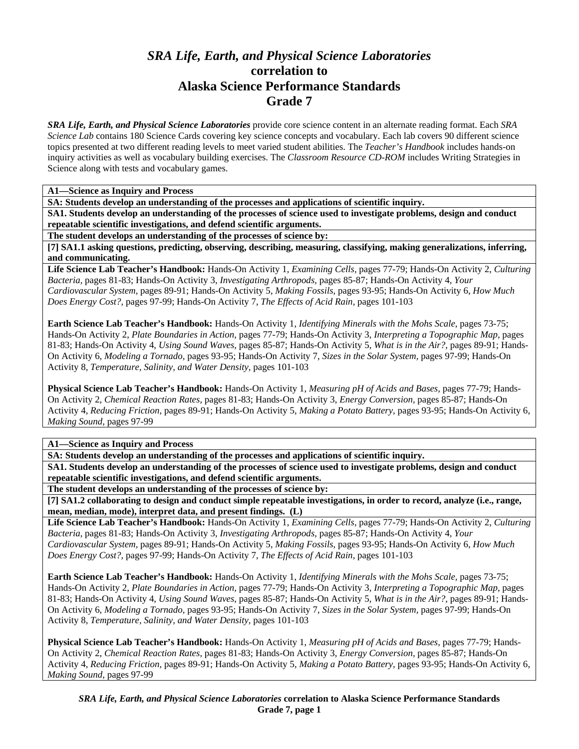# *SRA Life, Earth, and Physical Science Laboratories*
# correlation to
# Alaska Science Performance Standards
# Grade 7

***SRA Life, Earth, and Physical Science Laboratories*** provide core science content in an alternate reading format. Each *SRA Science Lab* contains 180 Science Cards covering key science concepts and vocabulary. Each lab covers 90 different science topics presented at two different reading levels to meet varied student abilities. The *Teacher's Handbook* includes hands-on inquiry activities as well as vocabulary building exercises. The *Classroom Resource CD-ROM* includes Writing Strategies in Science along with tests and vocabulary games.

**A1—Science as Inquiry and Process**

**SA: Students develop an understanding of the processes and applications of scientific inquiry.**

**SA1. Students develop an understanding of the processes of science used to investigate problems, design and conduct repeatable scientific investigations, and defend scientific arguments.**

**The student develops an understanding of the processes of science by:**

**[7] SA1.1 asking questions, predicting, observing, describing, measuring, classifying, making generalizations, inferring, and communicating.**

**Life Science Lab Teacher's Handbook:** Hands-On Activity 1, *Examining Cells,* pages 77-79; Hands-On Activity 2, *Culturing Bacteria,* pages 81-83; Hands-On Activity 3, *Investigating Arthropods,* pages 85-87; Hands-On Activity 4, *Your Cardiovascular System,* pages 89-91; Hands-On Activity 5, *Making Fossils,* pages 93-95; Hands-On Activity 6, *How Much Does Energy Cost?,* pages 97-99; Hands-On Activity 7, *The Effects of Acid Rain,* pages 101-103

**Earth Science Lab Teacher's Handbook:** Hands-On Activity 1, *Identifying Minerals with the Mohs Scale,* pages 73-75; Hands-On Activity 2, *Plate Boundaries in Action,* pages 77-79; Hands-On Activity 3, *Interpreting a Topographic Map,* pages 81-83; Hands-On Activity 4, *Using Sound Waves,* pages 85-87; Hands-On Activity 5, *What is in the Air?,* pages 89-91; Hands-On Activity 6, *Modeling a Tornado,* pages 93-95; Hands-On Activity 7, *Sizes in the Solar System,* pages 97-99; Hands-On Activity 8, *Temperature, Salinity, and Water Density,* pages 101-103

**Physical Science Lab Teacher's Handbook:** Hands-On Activity 1, *Measuring pH of Acids and Bases,* pages 77-79; Hands-On Activity 2, *Chemical Reaction Rates,* pages 81-83; Hands-On Activity 3, *Energy Conversion,* pages 85-87; Hands-On Activity 4, *Reducing Friction,* pages 89-91; Hands-On Activity 5, *Making a Potato Battery,* pages 93-95; Hands-On Activity 6, *Making Sound,* pages 97-99

**A1—Science as Inquiry and Process**

**SA: Students develop an understanding of the processes and applications of scientific inquiry.**

**SA1. Students develop an understanding of the processes of science used to investigate problems, design and conduct repeatable scientific investigations, and defend scientific arguments.**

**The student develops an understanding of the processes of science by:**

**[7] SA1.2 collaborating to design and conduct simple repeatable investigations, in order to record, analyze (i.e., range, mean, median, mode), interpret data, and present findings. (L)**

**Life Science Lab Teacher's Handbook:** Hands-On Activity 1, *Examining Cells,* pages 77-79; Hands-On Activity 2, *Culturing Bacteria,* pages 81-83; Hands-On Activity 3, *Investigating Arthropods,* pages 85-87; Hands-On Activity 4, *Your Cardiovascular System,* pages 89-91; Hands-On Activity 5, *Making Fossils,* pages 93-95; Hands-On Activity 6, *How Much Does Energy Cost?,* pages 97-99; Hands-On Activity 7, *The Effects of Acid Rain,* pages 101-103

**Earth Science Lab Teacher's Handbook:** Hands-On Activity 1, *Identifying Minerals with the Mohs Scale,* pages 73-75; Hands-On Activity 2, *Plate Boundaries in Action,* pages 77-79; Hands-On Activity 3, *Interpreting a Topographic Map,* pages 81-83; Hands-On Activity 4, *Using Sound Waves,* pages 85-87; Hands-On Activity 5, *What is in the Air?,* pages 89-91; Hands-On Activity 6, *Modeling a Tornado,* pages 93-95; Hands-On Activity 7, *Sizes in the Solar System,* pages 97-99; Hands-On Activity 8, *Temperature, Salinity, and Water Density,* pages 101-103

**Physical Science Lab Teacher's Handbook:** Hands-On Activity 1, *Measuring pH of Acids and Bases,* pages 77-79; Hands-On Activity 2, *Chemical Reaction Rates,* pages 81-83; Hands-On Activity 3, *Energy Conversion,* pages 85-87; Hands-On Activity 4, *Reducing Friction,* pages 89-91; Hands-On Activity 5, *Making a Potato Battery,* pages 93-95; Hands-On Activity 6, *Making Sound,* pages 97-99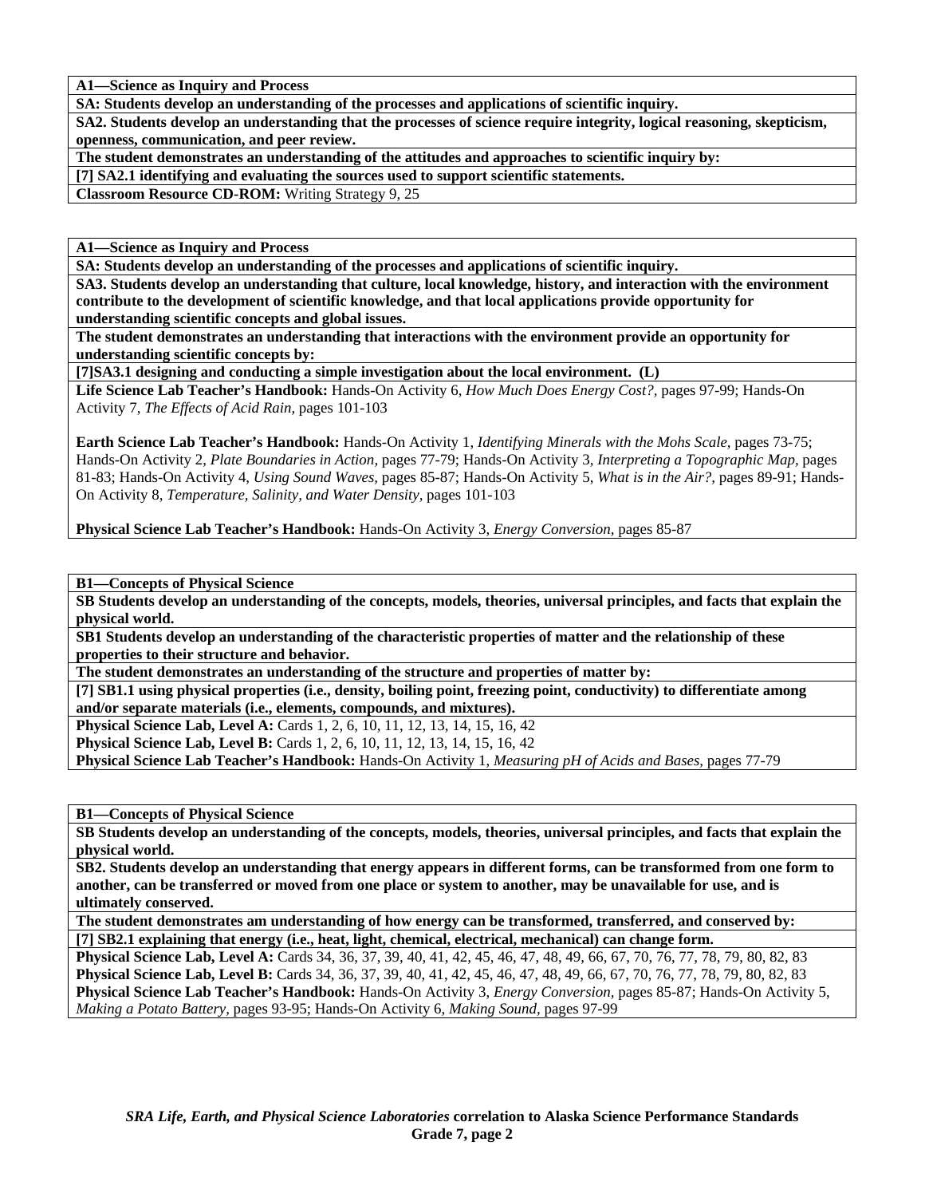**A1—Science as Inquiry and Process**

**SA: Students develop an understanding of the processes and applications of scientific inquiry.**

**SA2. Students develop an understanding that the processes of science require integrity, logical reasoning, skepticism, openness, communication, and peer review.**

**The student demonstrates an understanding of the attitudes and approaches to scientific inquiry by:**

**[7] SA2.1 identifying and evaluating the sources used to support scientific statements.**

**Classroom Resource CD-ROM:** Writing Strategy 9, 25

---

**A1—Science as Inquiry and Process**

**SA: Students develop an understanding of the processes and applications of scientific inquiry.**

**SA3. Students develop an understanding that culture, local knowledge, history, and interaction with the environment contribute to the development of scientific knowledge, and that local applications provide opportunity for understanding scientific concepts and global issues.**

**The student demonstrates an understanding that interactions with the environment provide an opportunity for understanding scientific concepts by:**

**[7]SA3.1 designing and conducting a simple investigation about the local environment. (L)**

**Life Science Lab Teacher's Handbook:** Hands-On Activity 6, *How Much Does Energy Cost?,* pages 97-99; Hands-On Activity 7, *The Effects of Acid Rain,* pages 101-103

**Earth Science Lab Teacher's Handbook:** Hands-On Activity 1, *Identifying Minerals with the Mohs Scale,* pages 73-75; Hands-On Activity 2, *Plate Boundaries in Action,* pages 77-79; Hands-On Activity 3, *Interpreting a Topographic Map,* pages 81-83; Hands-On Activity 4, *Using Sound Waves,* pages 85-87; Hands-On Activity 5, *What is in the Air?,* pages 89-91; Hands-On Activity 8, *Temperature, Salinity, and Water Density,* pages 101-103

**Physical Science Lab Teacher's Handbook:** Hands-On Activity 3, *Energy Conversion,* pages 85-87

---

**B1—Concepts of Physical Science**

**SB Students develop an understanding of the concepts, models, theories, universal principles, and facts that explain the physical world.**

**SB1 Students develop an understanding of the characteristic properties of matter and the relationship of these properties to their structure and behavior.**

**The student demonstrates an understanding of the structure and properties of matter by:**

**[7] SB1.1 using physical properties (i.e., density, boiling point, freezing point, conductivity) to differentiate among and/or separate materials (i.e., elements, compounds, and mixtures).**

**Physical Science Lab, Level A:** Cards 1, 2, 6, 10, 11, 12, 13, 14, 15, 16, 42
**Physical Science Lab, Level B:** Cards 1, 2, 6, 10, 11, 12, 13, 14, 15, 16, 42
**Physical Science Lab Teacher's Handbook:** Hands-On Activity 1, *Measuring pH of Acids and Bases,* pages 77-79

---

**B1—Concepts of Physical Science**

**SB Students develop an understanding of the concepts, models, theories, universal principles, and facts that explain the physical world.**

**SB2. Students develop an understanding that energy appears in different forms, can be transformed from one form to another, can be transferred or moved from one place or system to another, may be unavailable for use, and is ultimately conserved.**

**The student demonstrates am understanding of how energy can be transformed, transferred, and conserved by:**

**[7] SB2.1 explaining that energy (i.e., heat, light, chemical, electrical, mechanical) can change form.**

**Physical Science Lab, Level A:** Cards 34, 36, 37, 39, 40, 41, 42, 45, 46, 47, 48, 49, 66, 67, 70, 76, 77, 78, 79, 80, 82, 83
**Physical Science Lab, Level B:** Cards 34, 36, 37, 39, 40, 41, 42, 45, 46, 47, 48, 49, 66, 67, 70, 76, 77, 78, 79, 80, 82, 83
**Physical Science Lab Teacher's Handbook:** Hands-On Activity 3, *Energy Conversion,* pages 85-87; Hands-On Activity 5, *Making a Potato Battery,* pages 93-95; Hands-On Activity 6, *Making Sound,* pages 97-99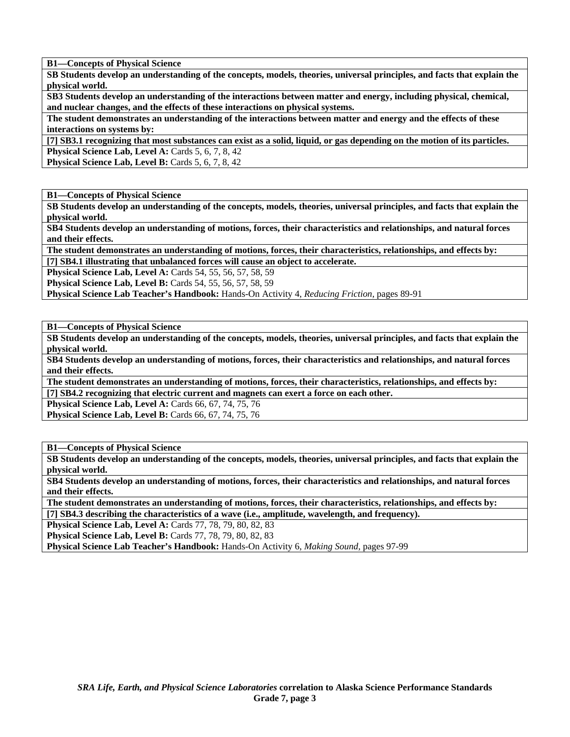**B1—Concepts of Physical Science**

**SB Students develop an understanding of the concepts, models, theories, universal principles, and facts that explain the physical world.**

**SB3 Students develop an understanding of the interactions between matter and energy, including physical, chemical, and nuclear changes, and the effects of these interactions on physical systems.**

**The student demonstrates an understanding of the interactions between matter and energy and the effects of these interactions on systems by:**

**[7] SB3.1 recognizing that most substances can exist as a solid, liquid, or gas depending on the motion of its particles.**

**Physical Science Lab, Level A:** Cards 5, 6, 7, 8, 42

**Physical Science Lab, Level B:** Cards 5, 6, 7, 8, 42

---

**B1—Concepts of Physical Science**

**SB Students develop an understanding of the concepts, models, theories, universal principles, and facts that explain the physical world.**

**SB4 Students develop an understanding of motions, forces, their characteristics and relationships, and natural forces and their effects.**

**The student demonstrates an understanding of motions, forces, their characteristics, relationships, and effects by:**

**[7] SB4.1 illustrating that unbalanced forces will cause an object to accelerate.**

**Physical Science Lab, Level A:** Cards 54, 55, 56, 57, 58, 59

**Physical Science Lab, Level B:** Cards 54, 55, 56, 57, 58, 59

**Physical Science Lab Teacher's Handbook:** Hands-On Activity 4, *Reducing Friction*, pages 89-91

---

**B1—Concepts of Physical Science**

**SB Students develop an understanding of the concepts, models, theories, universal principles, and facts that explain the physical world.**

**SB4 Students develop an understanding of motions, forces, their characteristics and relationships, and natural forces and their effects.**

**The student demonstrates an understanding of motions, forces, their characteristics, relationships, and effects by:**

**[7] SB4.2 recognizing that electric current and magnets can exert a force on each other.**

**Physical Science Lab, Level A:** Cards 66, 67, 74, 75, 76

**Physical Science Lab, Level B:** Cards 66, 67, 74, 75, 76

---

**B1—Concepts of Physical Science**

**SB Students develop an understanding of the concepts, models, theories, universal principles, and facts that explain the physical world.**

**SB4 Students develop an understanding of motions, forces, their characteristics and relationships, and natural forces and their effects.**

**The student demonstrates an understanding of motions, forces, their characteristics, relationships, and effects by:**

**[7] SB4.3 describing the characteristics of a wave (i.e., amplitude, wavelength, and frequency).**

**Physical Science Lab, Level A:** Cards 77, 78, 79, 80, 82, 83

**Physical Science Lab, Level B:** Cards 77, 78, 79, 80, 82, 83

**Physical Science Lab Teacher's Handbook:** Hands-On Activity 6, *Making Sound*, pages 97-99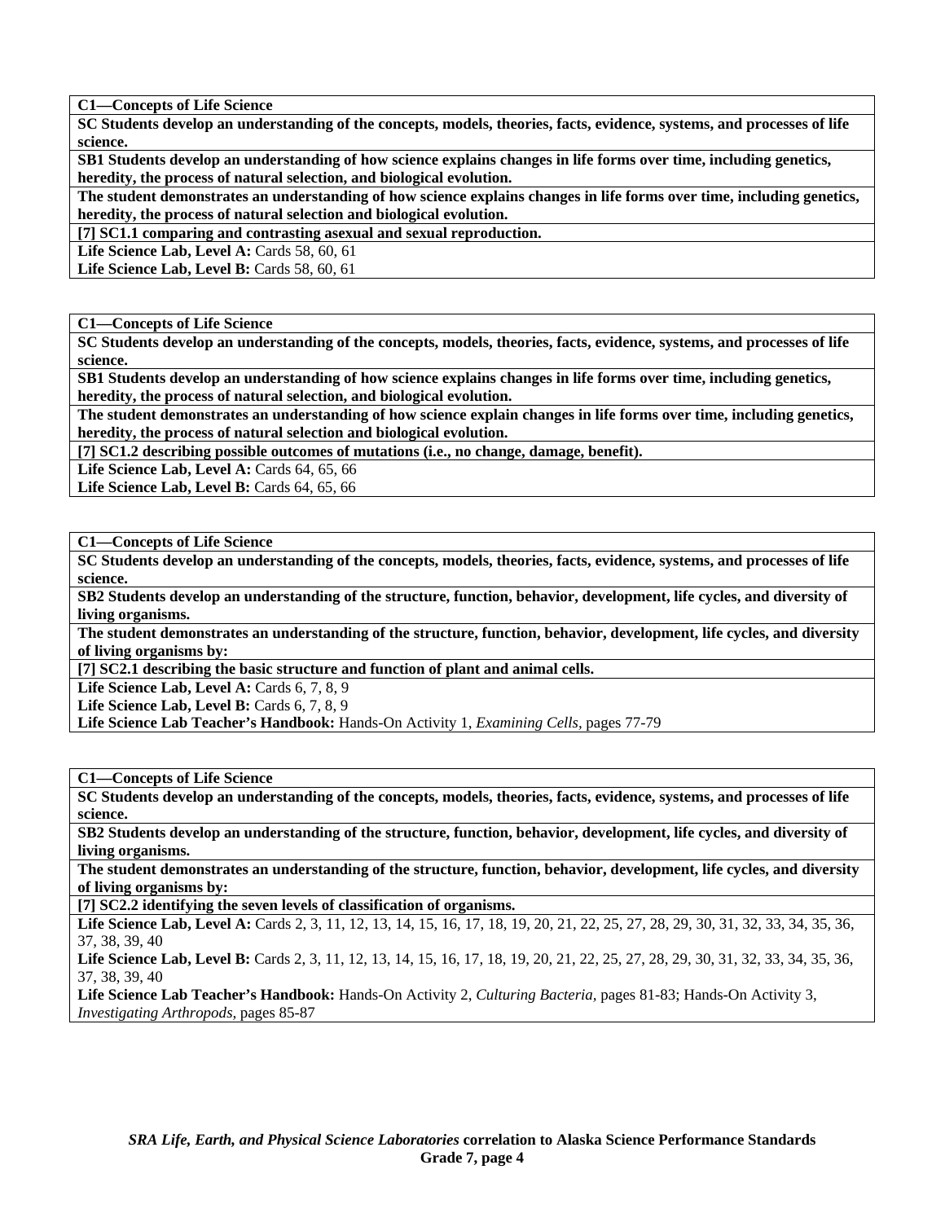**C1—Concepts of Life Science**

**SC Students develop an understanding of the concepts, models, theories, facts, evidence, systems, and processes of life science.**

**SB1 Students develop an understanding of how science explains changes in life forms over time, including genetics, heredity, the process of natural selection, and biological evolution.**

**The student demonstrates an understanding of how science explains changes in life forms over time, including genetics, heredity, the process of natural selection and biological evolution.**

**[7] SC1.1 comparing and contrasting asexual and sexual reproduction.**

**Life Science Lab, Level A:** Cards 58, 60, 61
**Life Science Lab, Level B:** Cards 58, 60, 61

---

**C1—Concepts of Life Science**

**SC Students develop an understanding of the concepts, models, theories, facts, evidence, systems, and processes of life science.**

**SB1 Students develop an understanding of how science explains changes in life forms over time, including genetics, heredity, the process of natural selection, and biological evolution.**

**The student demonstrates an understanding of how science explain changes in life forms over time, including genetics, heredity, the process of natural selection and biological evolution.**

**[7] SC1.2 describing possible outcomes of mutations (i.e., no change, damage, benefit).**

**Life Science Lab, Level A:** Cards 64, 65, 66
**Life Science Lab, Level B:** Cards 64, 65, 66

---

**C1—Concepts of Life Science**

**SC Students develop an understanding of the concepts, models, theories, facts, evidence, systems, and processes of life science.**

**SB2 Students develop an understanding of the structure, function, behavior, development, life cycles, and diversity of living organisms.**

**The student demonstrates an understanding of the structure, function, behavior, development, life cycles, and diversity of living organisms by:**

**[7] SC2.1 describing the basic structure and function of plant and animal cells.**

**Life Science Lab, Level A:** Cards 6, 7, 8, 9
**Life Science Lab, Level B:** Cards 6, 7, 8, 9
**Life Science Lab Teacher's Handbook:** Hands-On Activity 1, *Examining Cells,* pages 77-79

---

**C1—Concepts of Life Science**

**SC Students develop an understanding of the concepts, models, theories, facts, evidence, systems, and processes of life science.**

**SB2 Students develop an understanding of the structure, function, behavior, development, life cycles, and diversity of living organisms.**

**The student demonstrates an understanding of the structure, function, behavior, development, life cycles, and diversity of living organisms by:**

**[7] SC2.2 identifying the seven levels of classification of organisms.**

**Life Science Lab, Level A:** Cards 2, 3, 11, 12, 13, 14, 15, 16, 17, 18, 19, 20, 21, 22, 25, 27, 28, 29, 30, 31, 32, 33, 34, 35, 36, 37, 38, 39, 40
**Life Science Lab, Level B:** Cards 2, 3, 11, 12, 13, 14, 15, 16, 17, 18, 19, 20, 21, 22, 25, 27, 28, 29, 30, 31, 32, 33, 34, 35, 36, 37, 38, 39, 40
**Life Science Lab Teacher's Handbook:** Hands-On Activity 2, *Culturing Bacteria,* pages 81-83; Hands-On Activity 3, *Investigating Arthropods,* pages 85-87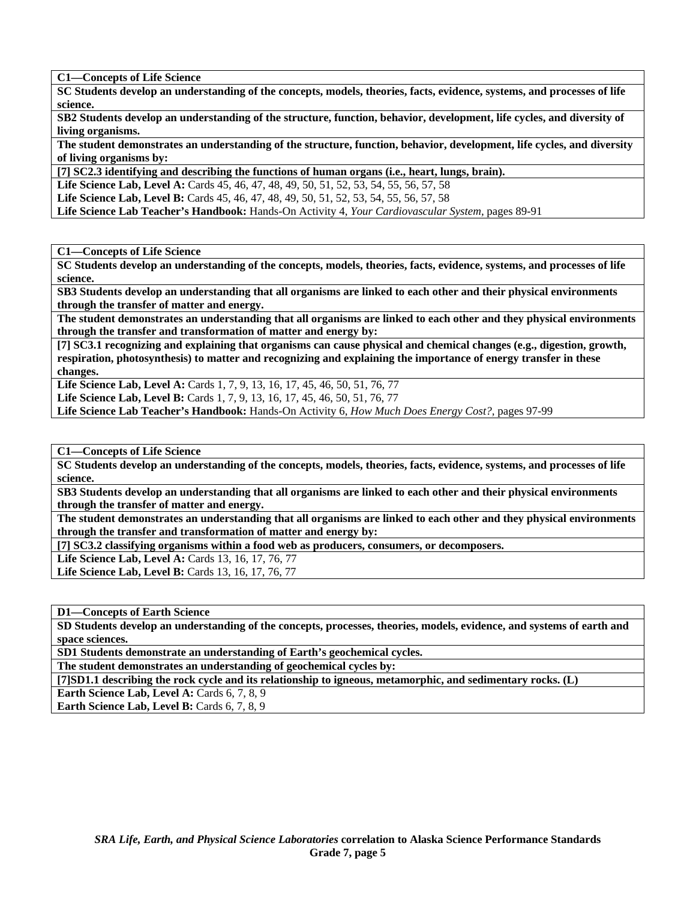**C1—Concepts of Life Science**

**SC Students develop an understanding of the concepts, models, theories, facts, evidence, systems, and processes of life science.**

**SB2 Students develop an understanding of the structure, function, behavior, development, life cycles, and diversity of living organisms.**

**The student demonstrates an understanding of the structure, function, behavior, development, life cycles, and diversity of living organisms by:**

**[7] SC2.3 identifying and describing the functions of human organs (i.e., heart, lungs, brain).**

**Life Science Lab, Level A:** Cards 45, 46, 47, 48, 49, 50, 51, 52, 53, 54, 55, 56, 57, 58

**Life Science Lab, Level B:** Cards 45, 46, 47, 48, 49, 50, 51, 52, 53, 54, 55, 56, 57, 58

**Life Science Lab Teacher's Handbook:** Hands-On Activity 4, *Your Cardiovascular System,* pages 89-91

---

**C1—Concepts of Life Science**

**SC Students develop an understanding of the concepts, models, theories, facts, evidence, systems, and processes of life science.**

**SB3 Students develop an understanding that all organisms are linked to each other and their physical environments through the transfer of matter and energy.**

**The student demonstrates an understanding that all organisms are linked to each other and they physical environments through the transfer and transformation of matter and energy by:**

**[7] SC3.1 recognizing and explaining that organisms can cause physical and chemical changes (e.g., digestion, growth, respiration, photosynthesis) to matter and recognizing and explaining the importance of energy transfer in these changes.**

**Life Science Lab, Level A:** Cards 1, 7, 9, 13, 16, 17, 45, 46, 50, 51, 76, 77

**Life Science Lab, Level B:** Cards 1, 7, 9, 13, 16, 17, 45, 46, 50, 51, 76, 77

**Life Science Lab Teacher's Handbook:** Hands-On Activity 6, *How Much Does Energy Cost?,* pages 97-99

---

**C1—Concepts of Life Science**

**SC Students develop an understanding of the concepts, models, theories, facts, evidence, systems, and processes of life science.**

**SB3 Students develop an understanding that all organisms are linked to each other and their physical environments through the transfer of matter and energy.**

**The student demonstrates an understanding that all organisms are linked to each other and they physical environments through the transfer and transformation of matter and energy by:**

**[7] SC3.2 classifying organisms within a food web as producers, consumers, or decomposers.**

**Life Science Lab, Level A:** Cards 13, 16, 17, 76, 77

**Life Science Lab, Level B:** Cards 13, 16, 17, 76, 77

---

**D1—Concepts of Earth Science**

**SD Students develop an understanding of the concepts, processes, theories, models, evidence, and systems of earth and space sciences.**

**SD1 Students demonstrate an understanding of Earth's geochemical cycles.**

**The student demonstrates an understanding of geochemical cycles by:**

**[7]SD1.1 describing the rock cycle and its relationship to igneous, metamorphic, and sedimentary rocks. (L)**

**Earth Science Lab, Level A:** Cards 6, 7, 8, 9

**Earth Science Lab, Level B:** Cards 6, 7, 8, 9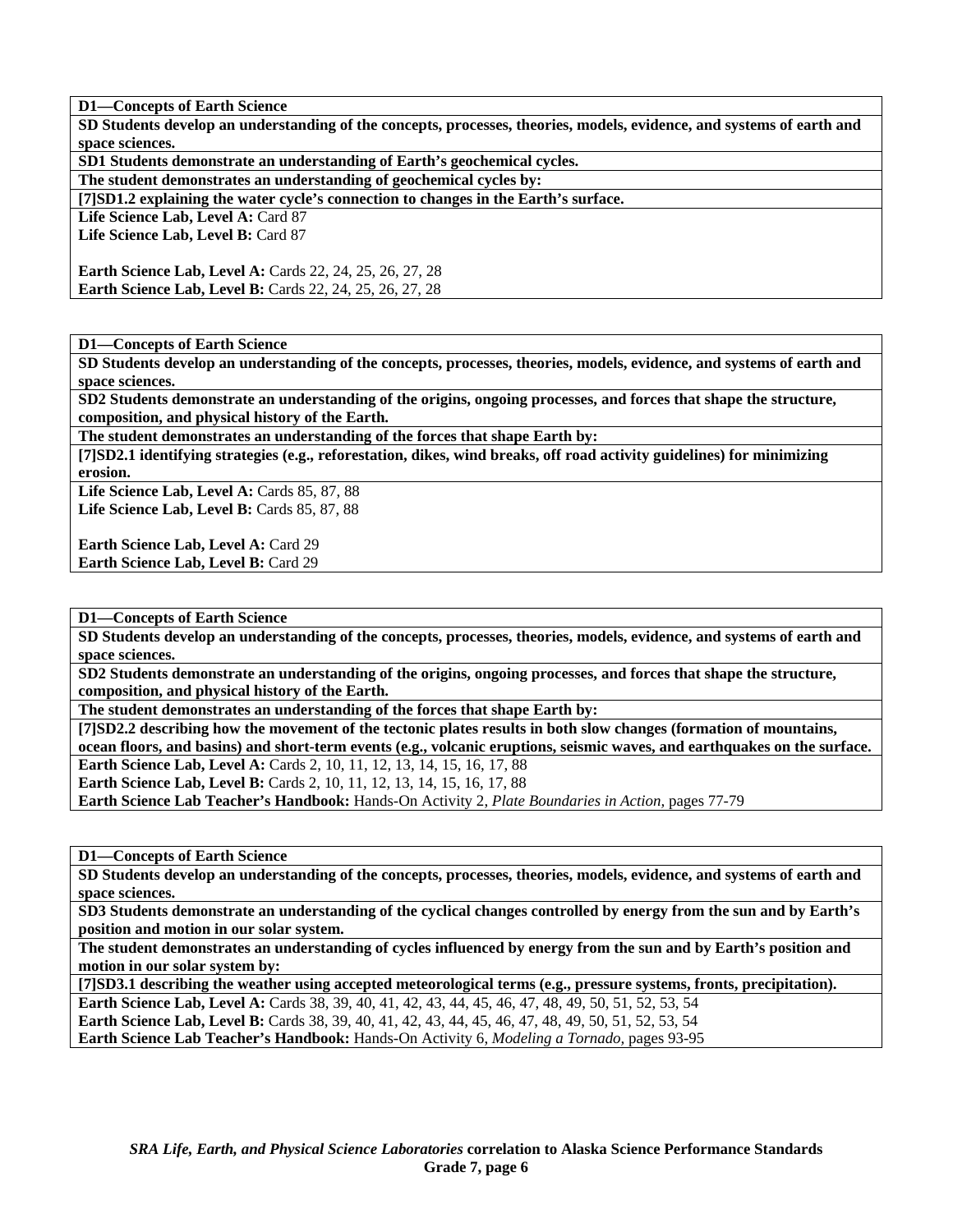**D1—Concepts of Earth Science**

**SD Students develop an understanding of the concepts, processes, theories, models, evidence, and systems of earth and space sciences.**

**SD1 Students demonstrate an understanding of Earth's geochemical cycles.**

**The student demonstrates an understanding of geochemical cycles by:**

**[7]SD1.2 explaining the water cycle's connection to changes in the Earth's surface.**

**Life Science Lab, Level A:** Card 87
**Life Science Lab, Level B:** Card 87

**Earth Science Lab, Level A:** Cards 22, 24, 25, 26, 27, 28
**Earth Science Lab, Level B:** Cards 22, 24, 25, 26, 27, 28

---

**D1—Concepts of Earth Science**

**SD Students develop an understanding of the concepts, processes, theories, models, evidence, and systems of earth and space sciences.**

**SD2 Students demonstrate an understanding of the origins, ongoing processes, and forces that shape the structure, composition, and physical history of the Earth.**

**The student demonstrates an understanding of the forces that shape Earth by:**

**[7]SD2.1 identifying strategies (e.g., reforestation, dikes, wind breaks, off road activity guidelines) for minimizing erosion.**

**Life Science Lab, Level A:** Cards 85, 87, 88
**Life Science Lab, Level B:** Cards 85, 87, 88

**Earth Science Lab, Level A:** Card 29
**Earth Science Lab, Level B:** Card 29

---

**D1—Concepts of Earth Science**

**SD Students develop an understanding of the concepts, processes, theories, models, evidence, and systems of earth and space sciences.**

**SD2 Students demonstrate an understanding of the origins, ongoing processes, and forces that shape the structure, composition, and physical history of the Earth.**

**The student demonstrates an understanding of the forces that shape Earth by:**

**[7]SD2.2 describing how the movement of the tectonic plates results in both slow changes (formation of mountains, ocean floors, and basins) and short-term events (e.g., volcanic eruptions, seismic waves, and earthquakes on the surface.**

**Earth Science Lab, Level A:** Cards 2, 10, 11, 12, 13, 14, 15, 16, 17, 88
**Earth Science Lab, Level B:** Cards 2, 10, 11, 12, 13, 14, 15, 16, 17, 88
**Earth Science Lab Teacher's Handbook:** Hands-On Activity 2, *Plate Boundaries in Action,* pages 77-79

---

**D1—Concepts of Earth Science**

**SD Students develop an understanding of the concepts, processes, theories, models, evidence, and systems of earth and space sciences.**

**SD3 Students demonstrate an understanding of the cyclical changes controlled by energy from the sun and by Earth's position and motion in our solar system.**

**The student demonstrates an understanding of cycles influenced by energy from the sun and by Earth's position and motion in our solar system by:**

**[7]SD3.1 describing the weather using accepted meteorological terms (e.g., pressure systems, fronts, precipitation).**

**Earth Science Lab, Level A:** Cards 38, 39, 40, 41, 42, 43, 44, 45, 46, 47, 48, 49, 50, 51, 52, 53, 54
**Earth Science Lab, Level B:** Cards 38, 39, 40, 41, 42, 43, 44, 45, 46, 47, 48, 49, 50, 51, 52, 53, 54
**Earth Science Lab Teacher's Handbook:** Hands-On Activity 6, *Modeling a Tornado,* pages 93-95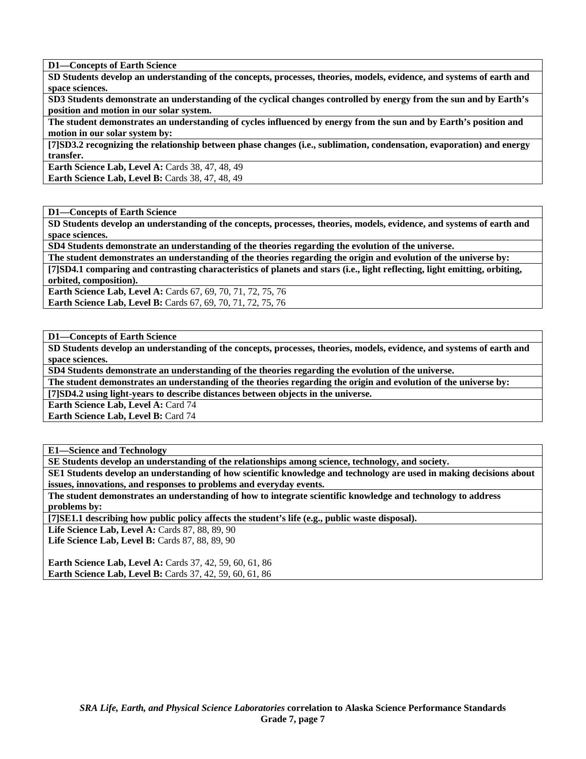**D1—Concepts of Earth Science**

**SD Students develop an understanding of the concepts, processes, theories, models, evidence, and systems of earth and space sciences.**

**SD3 Students demonstrate an understanding of the cyclical changes controlled by energy from the sun and by Earth's position and motion in our solar system.**

**The student demonstrates an understanding of cycles influenced by energy from the sun and by Earth's position and motion in our solar system by:**

**[7]SD3.2 recognizing the relationship between phase changes (i.e., sublimation, condensation, evaporation) and energy transfer.**

**Earth Science Lab, Level A:** Cards 38, 47, 48, 49
**Earth Science Lab, Level B:** Cards 38, 47, 48, 49

**D1—Concepts of Earth Science**

**SD Students develop an understanding of the concepts, processes, theories, models, evidence, and systems of earth and space sciences.**

**SD4 Students demonstrate an understanding of the theories regarding the evolution of the universe.**

**The student demonstrates an understanding of the theories regarding the origin and evolution of the universe by:**

**[7]SD4.1 comparing and contrasting characteristics of planets and stars (i.e., light reflecting, light emitting, orbiting, orbited, composition).**

**Earth Science Lab, Level A:** Cards 67, 69, 70, 71, 72, 75, 76
**Earth Science Lab, Level B:** Cards 67, 69, 70, 71, 72, 75, 76

**D1—Concepts of Earth Science**

**SD Students develop an understanding of the concepts, processes, theories, models, evidence, and systems of earth and space sciences.**

**SD4 Students demonstrate an understanding of the theories regarding the evolution of the universe.**

**The student demonstrates an understanding of the theories regarding the origin and evolution of the universe by:**

**[7]SD4.2 using light-years to describe distances between objects in the universe.**

**Earth Science Lab, Level A:** Card 74
**Earth Science Lab, Level B:** Card 74

**E1—Science and Technology**

**SE Students develop an understanding of the relationships among science, technology, and society.**

**SE1 Students develop an understanding of how scientific knowledge and technology are used in making decisions about issues, innovations, and responses to problems and everyday events.**

**The student demonstrates an understanding of how to integrate scientific knowledge and technology to address problems by:**

**[7]SE1.1 describing how public policy affects the student's life (e.g., public waste disposal).**

**Life Science Lab, Level A:** Cards 87, 88, 89, 90
**Life Science Lab, Level B:** Cards 87, 88, 89, 90

**Earth Science Lab, Level A:** Cards 37, 42, 59, 60, 61, 86
**Earth Science Lab, Level B:** Cards 37, 42, 59, 60, 61, 86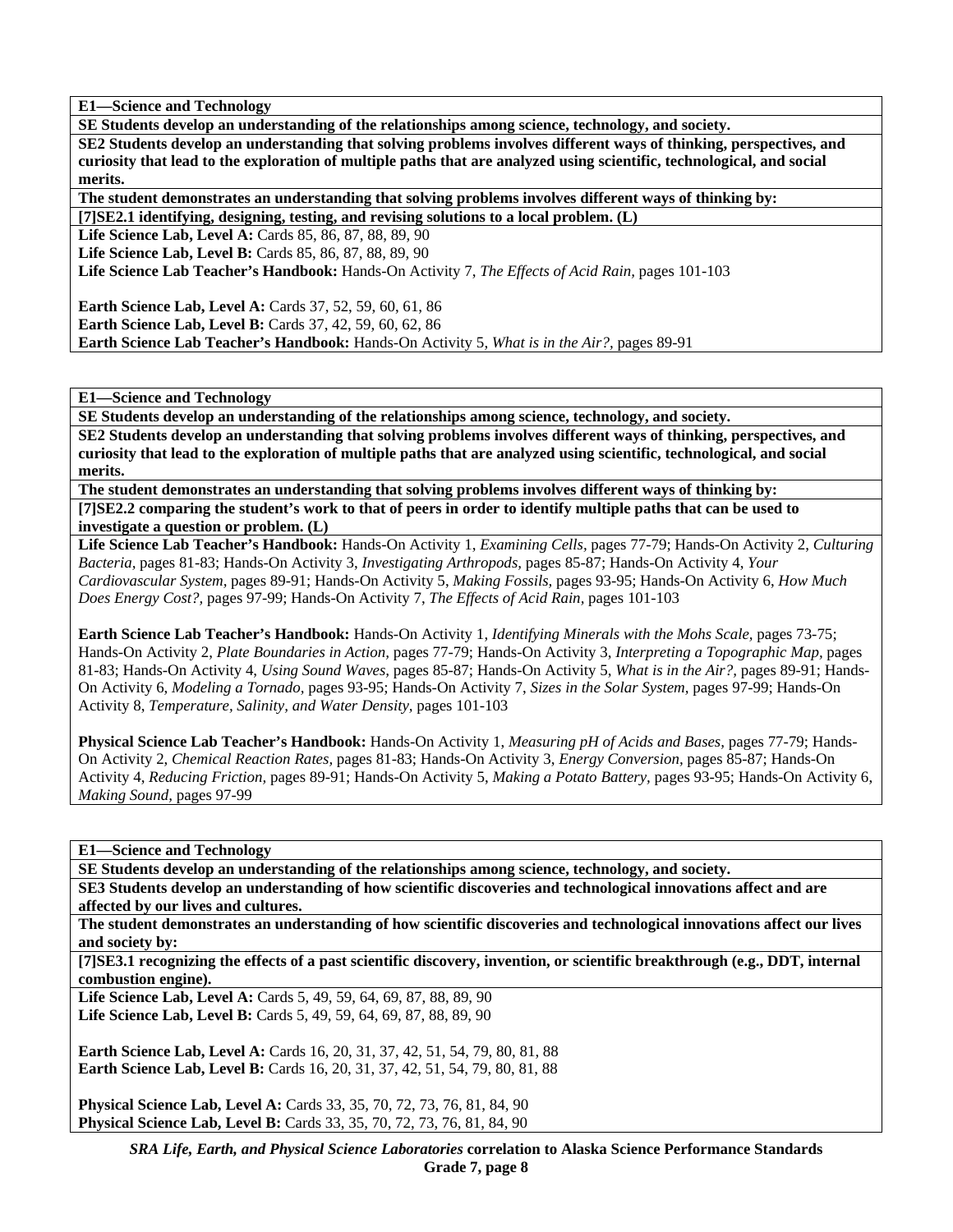**E1—Science and Technology**

**SE Students develop an understanding of the relationships among science, technology, and society.**

**SE2 Students develop an understanding that solving problems involves different ways of thinking, perspectives, and curiosity that lead to the exploration of multiple paths that are analyzed using scientific, technological, and social merits.**

**The student demonstrates an understanding that solving problems involves different ways of thinking by:**

**[7]SE2.1 identifying, designing, testing, and revising solutions to a local problem. (L)**

**Life Science Lab, Level A:** Cards 85, 86, 87, 88, 89, 90
**Life Science Lab, Level B:** Cards 85, 86, 87, 88, 89, 90
**Life Science Lab Teacher's Handbook:** Hands-On Activity 7, *The Effects of Acid Rain,* pages 101-103

**Earth Science Lab, Level A:** Cards 37, 52, 59, 60, 61, 86
**Earth Science Lab, Level B:** Cards 37, 42, 59, 60, 62, 86
**Earth Science Lab Teacher's Handbook:** Hands-On Activity 5, *What is in the Air?,* pages 89-91

---

**E1—Science and Technology**

**SE Students develop an understanding of the relationships among science, technology, and society.**

**SE2 Students develop an understanding that solving problems involves different ways of thinking, perspectives, and curiosity that lead to the exploration of multiple paths that are analyzed using scientific, technological, and social merits.**

**The student demonstrates an understanding that solving problems involves different ways of thinking by:**

**[7]SE2.2 comparing the student's work to that of peers in order to identify multiple paths that can be used to investigate a question or problem. (L)**

**Life Science Lab Teacher's Handbook:** Hands-On Activity 1, *Examining Cells,* pages 77-79; Hands-On Activity 2, *Culturing Bacteria,* pages 81-83; Hands-On Activity 3, *Investigating Arthropods,* pages 85-87; Hands-On Activity 4, *Your Cardiovascular System,* pages 89-91; Hands-On Activity 5, *Making Fossils,* pages 93-95; Hands-On Activity 6, *How Much Does Energy Cost?,* pages 97-99; Hands-On Activity 7, *The Effects of Acid Rain,* pages 101-103

**Earth Science Lab Teacher's Handbook:** Hands-On Activity 1, *Identifying Minerals with the Mohs Scale,* pages 73-75; Hands-On Activity 2, *Plate Boundaries in Action,* pages 77-79; Hands-On Activity 3, *Interpreting a Topographic Map,* pages 81-83; Hands-On Activity 4, *Using Sound Waves,* pages 85-87; Hands-On Activity 5, *What is in the Air?,* pages 89-91; Hands-On Activity 6, *Modeling a Tornado,* pages 93-95; Hands-On Activity 7, *Sizes in the Solar System,* pages 97-99; Hands-On Activity 8, *Temperature, Salinity, and Water Density,* pages 101-103

**Physical Science Lab Teacher's Handbook:** Hands-On Activity 1, *Measuring pH of Acids and Bases,* pages 77-79; Hands-On Activity 2, *Chemical Reaction Rates,* pages 81-83; Hands-On Activity 3, *Energy Conversion,* pages 85-87; Hands-On Activity 4, *Reducing Friction,* pages 89-91; Hands-On Activity 5, *Making a Potato Battery,* pages 93-95; Hands-On Activity 6, *Making Sound,* pages 97-99

---

**E1—Science and Technology**

**SE Students develop an understanding of the relationships among science, technology, and society.**

**SE3 Students develop an understanding of how scientific discoveries and technological innovations affect and are affected by our lives and cultures.**

**The student demonstrates an understanding of how scientific discoveries and technological innovations affect our lives and society by:**

**[7]SE3.1 recognizing the effects of a past scientific discovery, invention, or scientific breakthrough (e.g., DDT, internal combustion engine).**

**Life Science Lab, Level A:** Cards 5, 49, 59, 64, 69, 87, 88, 89, 90
**Life Science Lab, Level B:** Cards 5, 49, 59, 64, 69, 87, 88, 89, 90

**Earth Science Lab, Level A:** Cards 16, 20, 31, 37, 42, 51, 54, 79, 80, 81, 88
**Earth Science Lab, Level B:** Cards 16, 20, 31, 37, 42, 51, 54, 79, 80, 81, 88

**Physical Science Lab, Level A:** Cards 33, 35, 70, 72, 73, 76, 81, 84, 90
**Physical Science Lab, Level B:** Cards 33, 35, 70, 72, 73, 76, 81, 84, 90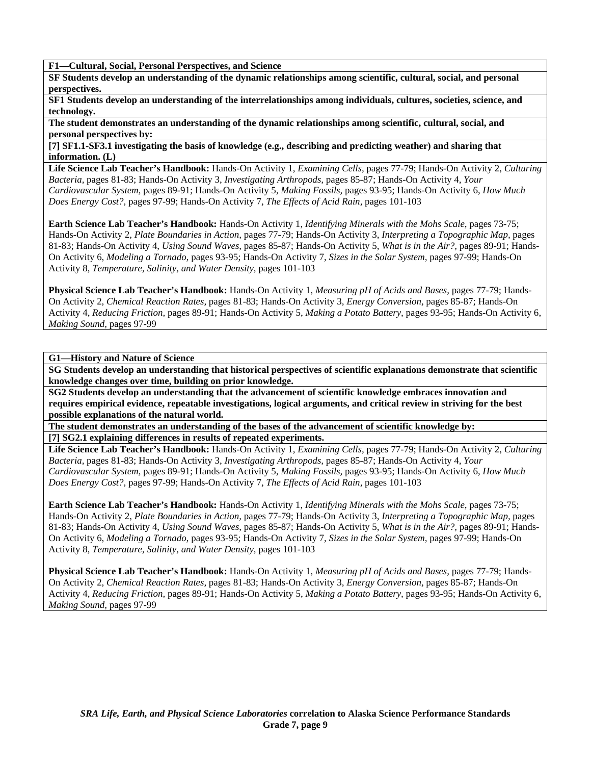**F1—Cultural, Social, Personal Perspectives, and Science**

**SF Students develop an understanding of the dynamic relationships among scientific, cultural, social, and personal perspectives.**

**SF1 Students develop an understanding of the interrelationships among individuals, cultures, societies, science, and technology.**

**The student demonstrates an understanding of the dynamic relationships among scientific, cultural, social, and personal perspectives by:**

**[7] SF1.1-SF3.1 investigating the basis of knowledge (e.g., describing and predicting weather) and sharing that information. (L)**

**Life Science Lab Teacher's Handbook:** Hands-On Activity 1, *Examining Cells,* pages 77-79; Hands-On Activity 2, *Culturing Bacteria,* pages 81-83; Hands-On Activity 3, *Investigating Arthropods,* pages 85-87; Hands-On Activity 4, *Your Cardiovascular System,* pages 89-91; Hands-On Activity 5, *Making Fossils,* pages 93-95; Hands-On Activity 6, *How Much Does Energy Cost?,* pages 97-99; Hands-On Activity 7, *The Effects of Acid Rain,* pages 101-103

**Earth Science Lab Teacher's Handbook:** Hands-On Activity 1, *Identifying Minerals with the Mohs Scale,* pages 73-75; Hands-On Activity 2, *Plate Boundaries in Action,* pages 77-79; Hands-On Activity 3, *Interpreting a Topographic Map,* pages 81-83; Hands-On Activity 4, *Using Sound Waves,* pages 85-87; Hands-On Activity 5, *What is in the Air?,* pages 89-91; Hands-On Activity 6, *Modeling a Tornado,* pages 93-95; Hands-On Activity 7, *Sizes in the Solar System,* pages 97-99; Hands-On Activity 8, *Temperature, Salinity, and Water Density,* pages 101-103

**Physical Science Lab Teacher's Handbook:** Hands-On Activity 1, *Measuring pH of Acids and Bases,* pages 77-79; Hands-On Activity 2, *Chemical Reaction Rates,* pages 81-83; Hands-On Activity 3, *Energy Conversion,* pages 85-87; Hands-On Activity 4, *Reducing Friction,* pages 89-91; Hands-On Activity 5, *Making a Potato Battery,* pages 93-95; Hands-On Activity 6, *Making Sound,* pages 97-99

**G1—History and Nature of Science**

**SG Students develop an understanding that historical perspectives of scientific explanations demonstrate that scientific knowledge changes over time, building on prior knowledge.**

**SG2 Students develop an understanding that the advancement of scientific knowledge embraces innovation and requires empirical evidence, repeatable investigations, logical arguments, and critical review in striving for the best possible explanations of the natural world.**

**The student demonstrates an understanding of the bases of the advancement of scientific knowledge by:**

**[7] SG2.1 explaining differences in results of repeated experiments.**

**Life Science Lab Teacher's Handbook:** Hands-On Activity 1, *Examining Cells,* pages 77-79; Hands-On Activity 2, *Culturing Bacteria,* pages 81-83; Hands-On Activity 3, *Investigating Arthropods,* pages 85-87; Hands-On Activity 4, *Your Cardiovascular System,* pages 89-91; Hands-On Activity 5, *Making Fossils,* pages 93-95; Hands-On Activity 6, *How Much Does Energy Cost?,* pages 97-99; Hands-On Activity 7, *The Effects of Acid Rain,* pages 101-103

**Earth Science Lab Teacher's Handbook:** Hands-On Activity 1, *Identifying Minerals with the Mohs Scale,* pages 73-75; Hands-On Activity 2, *Plate Boundaries in Action,* pages 77-79; Hands-On Activity 3, *Interpreting a Topographic Map,* pages 81-83; Hands-On Activity 4, *Using Sound Waves,* pages 85-87; Hands-On Activity 5, *What is in the Air?,* pages 89-91; Hands-On Activity 6, *Modeling a Tornado,* pages 93-95; Hands-On Activity 7, *Sizes in the Solar System,* pages 97-99; Hands-On Activity 8, *Temperature, Salinity, and Water Density,* pages 101-103

**Physical Science Lab Teacher's Handbook:** Hands-On Activity 1, *Measuring pH of Acids and Bases,* pages 77-79; Hands-On Activity 2, *Chemical Reaction Rates,* pages 81-83; Hands-On Activity 3, *Energy Conversion,* pages 85-87; Hands-On Activity 4, *Reducing Friction,* pages 89-91; Hands-On Activity 5, *Making a Potato Battery,* pages 93-95; Hands-On Activity 6, *Making Sound,* pages 97-99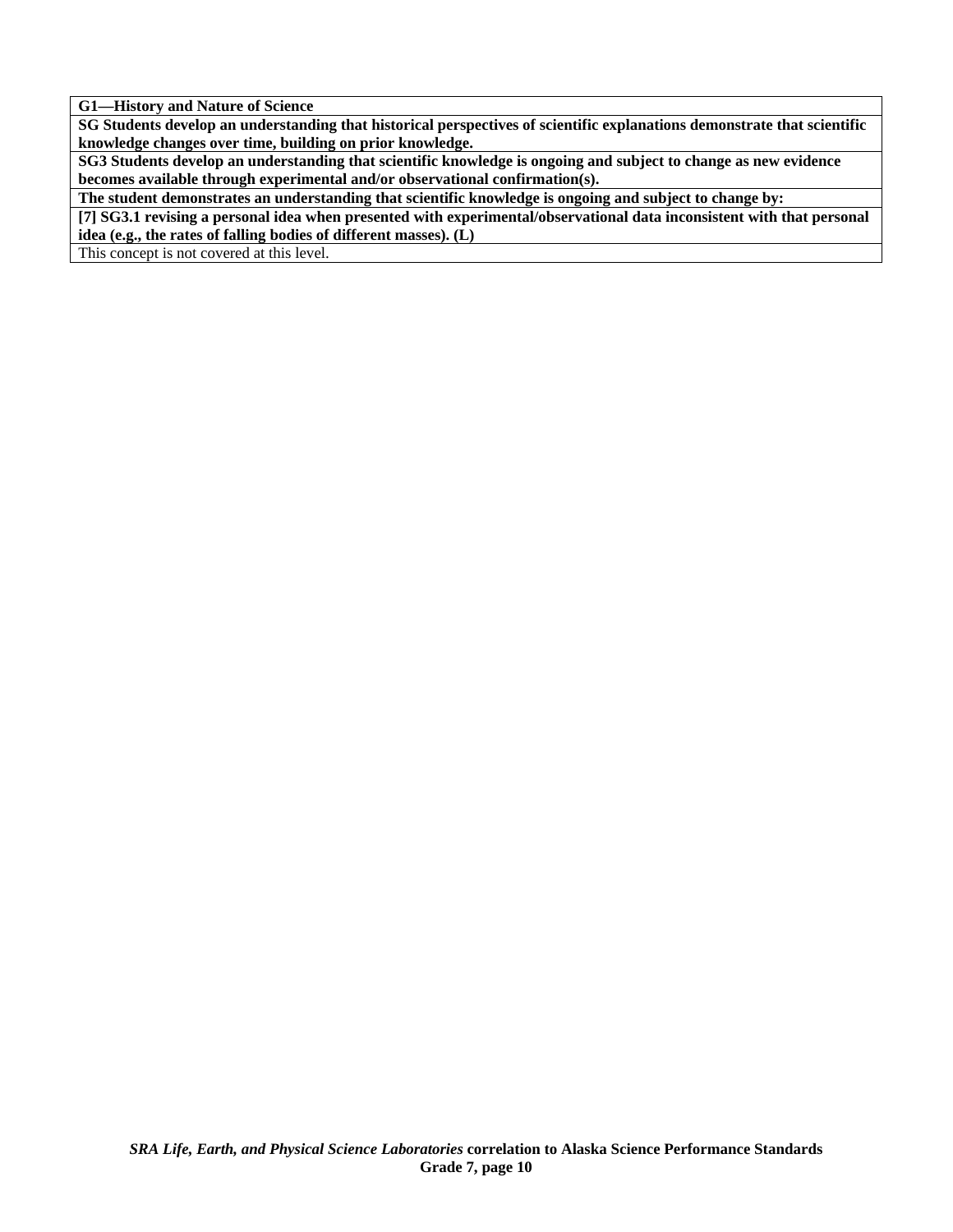| **G1—History and Nature of Science** |
|---|
| **SG Students develop an understanding that historical perspectives of scientific explanations demonstrate that scientific knowledge changes over time, building on prior knowledge.** |
| **SG3 Students develop an understanding that scientific knowledge is ongoing and subject to change as new evidence becomes available through experimental and/or observational confirmation(s).** |
| **The student demonstrates an understanding that scientific knowledge is ongoing and subject to change by:** |
| **[7] SG3.1 revising a personal idea when presented with experimental/observational data inconsistent with that personal idea (e.g., the rates of falling bodies of different masses). (L)** |
| This concept is not covered at this level. |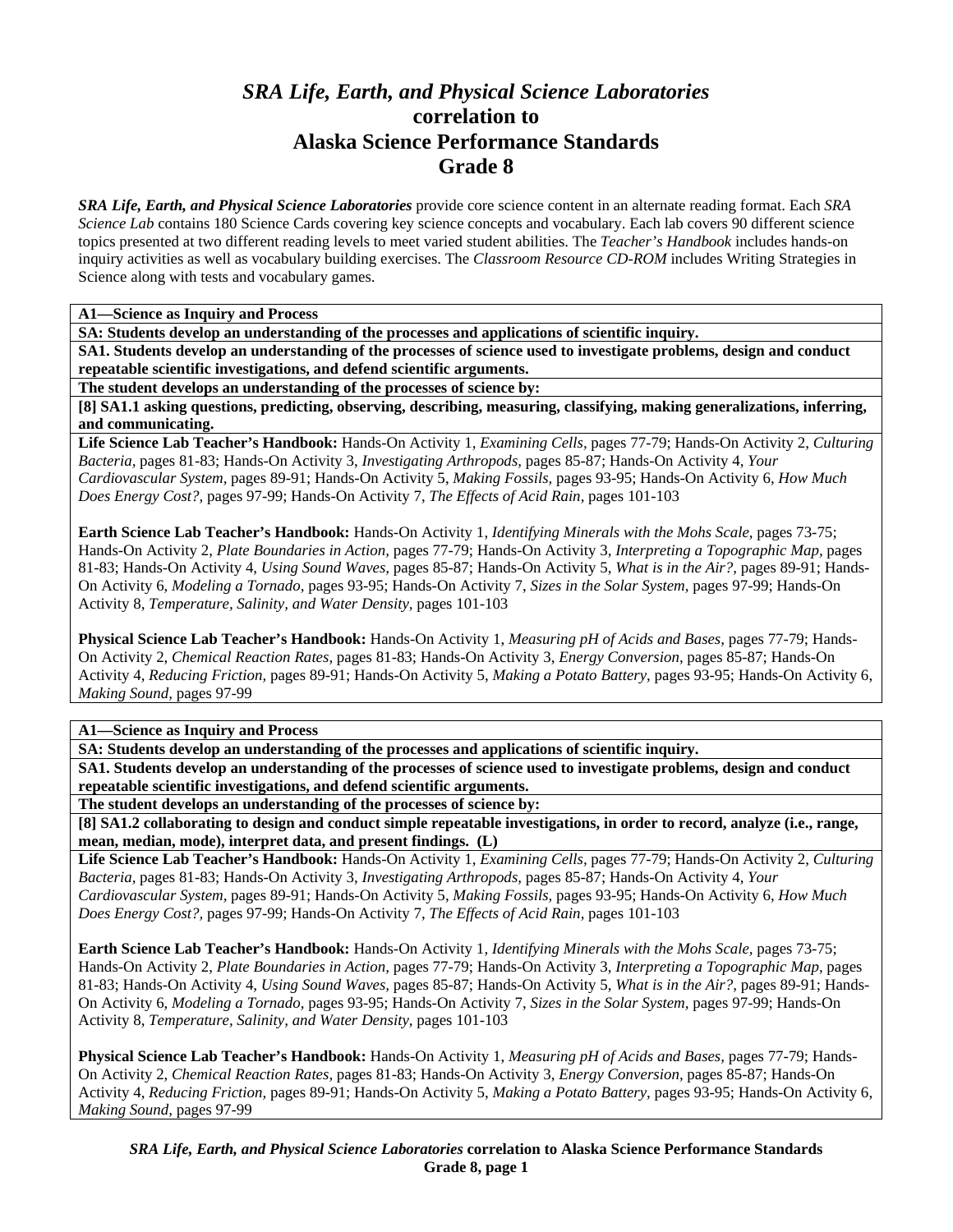# *SRA Life, Earth, and Physical Science Laboratories*
## correlation to
## Alaska Science Performance Standards
## Grade 8

***SRA Life, Earth, and Physical Science Laboratories*** provide core science content in an alternate reading format. Each *SRA Science Lab* contains 180 Science Cards covering key science concepts and vocabulary. Each lab covers 90 different science topics presented at two different reading levels to meet varied student abilities. The *Teacher's Handbook* includes hands-on inquiry activities as well as vocabulary building exercises. The *Classroom Resource CD-ROM* includes Writing Strategies in Science along with tests and vocabulary games.

**A1—Science as Inquiry and Process**

**SA: Students develop an understanding of the processes and applications of scientific inquiry.**

**SA1. Students develop an understanding of the processes of science used to investigate problems, design and conduct repeatable scientific investigations, and defend scientific arguments.**

**The student develops an understanding of the processes of science by:**

**[8] SA1.1 asking questions, predicting, observing, describing, measuring, classifying, making generalizations, inferring, and communicating.**

**Life Science Lab Teacher's Handbook:** Hands-On Activity 1, *Examining Cells,* pages 77-79; Hands-On Activity 2, *Culturing Bacteria,* pages 81-83; Hands-On Activity 3, *Investigating Arthropods,* pages 85-87; Hands-On Activity 4, *Your Cardiovascular System,* pages 89-91; Hands-On Activity 5, *Making Fossils*, pages 93-95; Hands-On Activity 6, *How Much Does Energy Cost?,* pages 97-99; Hands-On Activity 7, *The Effects of Acid Rain,* pages 101-103

**Earth Science Lab Teacher's Handbook:** Hands-On Activity 1, *Identifying Minerals with the Mohs Scale,* pages 73-75; Hands-On Activity 2, *Plate Boundaries in Action,* pages 77-79; Hands-On Activity 3, *Interpreting a Topographic Map,* pages 81-83; Hands-On Activity 4, *Using Sound Waves,* pages 85-87; Hands-On Activity 5, *What is in the Air?,* pages 89-91; Hands-On Activity 6, *Modeling a Tornado,* pages 93-95; Hands-On Activity 7, *Sizes in the Solar System,* pages 97-99; Hands-On Activity 8, *Temperature, Salinity, and Water Density,* pages 101-103

**Physical Science Lab Teacher's Handbook:** Hands-On Activity 1, *Measuring pH of Acids and Bases*, pages 77-79; Hands-On Activity 2, *Chemical Reaction Rates,* pages 81-83; Hands-On Activity 3, *Energy Conversion,* pages 85-87; Hands-On Activity 4, *Reducing Friction,* pages 89-91; Hands-On Activity 5, *Making a Potato Battery*, pages 93-95; Hands-On Activity 6, *Making Sound,* pages 97-99

**A1—Science as Inquiry and Process**

**SA: Students develop an understanding of the processes and applications of scientific inquiry.**

**SA1. Students develop an understanding of the processes of science used to investigate problems, design and conduct repeatable scientific investigations, and defend scientific arguments.**

**The student develops an understanding of the processes of science by:**

**[8] SA1.2 collaborating to design and conduct simple repeatable investigations, in order to record, analyze (i.e., range, mean, median, mode), interpret data, and present findings. (L)**

**Life Science Lab Teacher's Handbook:** Hands-On Activity 1, *Examining Cells,* pages 77-79; Hands-On Activity 2, *Culturing Bacteria,* pages 81-83; Hands-On Activity 3, *Investigating Arthropods,* pages 85-87; Hands-On Activity 4, *Your Cardiovascular System,* pages 89-91; Hands-On Activity 5, *Making Fossils,* pages 93-95; Hands-On Activity 6, *How Much Does Energy Cost?,* pages 97-99; Hands-On Activity 7, *The Effects of Acid Rain,* pages 101-103

**Earth Science Lab Teacher's Handbook:** Hands-On Activity 1, *Identifying Minerals with the Mohs Scale,* pages 73-75; Hands-On Activity 2, *Plate Boundaries in Action,* pages 77-79; Hands-On Activity 3, *Interpreting a Topographic Map,* pages 81-83; Hands-On Activity 4, *Using Sound Waves,* pages 85-87; Hands-On Activity 5, *What is in the Air?,* pages 89-91; Hands-On Activity 6, *Modeling a Tornado,* pages 93-95; Hands-On Activity 7, *Sizes in the Solar System,* pages 97-99; Hands-On Activity 8, *Temperature, Salinity, and Water Density,* pages 101-103

**Physical Science Lab Teacher's Handbook:** Hands-On Activity 1, *Measuring pH of Acids and Bases,* pages 77-79; Hands-On Activity 2, *Chemical Reaction Rates,* pages 81-83; Hands-On Activity 3, *Energy Conversion,* pages 85-87; Hands-On Activity 4, *Reducing Friction,* pages 89-91; Hands-On Activity 5, *Making a Potato Battery,* pages 93-95; Hands-On Activity 6, *Making Sound,* pages 97-99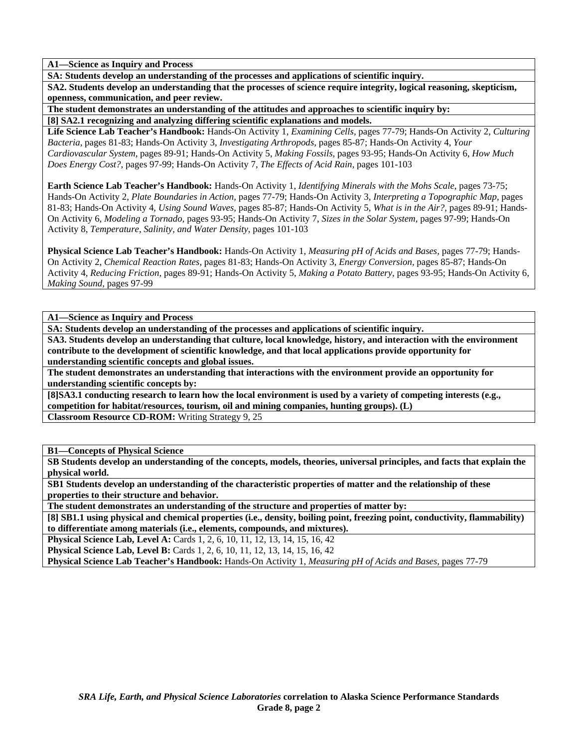**A1—Science as Inquiry and Process**

**SA: Students develop an understanding of the processes and applications of scientific inquiry.**

**SA2. Students develop an understanding that the processes of science require integrity, logical reasoning, skepticism, openness, communication, and peer review.**

**The student demonstrates an understanding of the attitudes and approaches to scientific inquiry by:**

**[8] SA2.1 recognizing and analyzing differing scientific explanations and models.**

**Life Science Lab Teacher's Handbook:** Hands-On Activity 1, *Examining Cells*, pages 77-79; Hands-On Activity 2, *Culturing Bacteria*, pages 81-83; Hands-On Activity 3, *Investigating Arthropods*, pages 85-87; Hands-On Activity 4, *Your Cardiovascular System*, pages 89-91; Hands-On Activity 5, *Making Fossils*, pages 93-95; Hands-On Activity 6, *How Much Does Energy Cost?*, pages 97-99; Hands-On Activity 7, *The Effects of Acid Rain*, pages 101-103

**Earth Science Lab Teacher's Handbook:** Hands-On Activity 1, *Identifying Minerals with the Mohs Scale*, pages 73-75; Hands-On Activity 2, *Plate Boundaries in Action*, pages 77-79; Hands-On Activity 3, *Interpreting a Topographic Map*, pages 81-83; Hands-On Activity 4, *Using Sound Waves*, pages 85-87; Hands-On Activity 5, *What is in the Air?*, pages 89-91; Hands-On Activity 6, *Modeling a Tornado*, pages 93-95; Hands-On Activity 7, *Sizes in the Solar System*, pages 97-99; Hands-On Activity 8, *Temperature, Salinity, and Water Density*, pages 101-103

**Physical Science Lab Teacher's Handbook:** Hands-On Activity 1, *Measuring pH of Acids and Bases*, pages 77-79; Hands-On Activity 2, *Chemical Reaction Rates*, pages 81-83; Hands-On Activity 3, *Energy Conversion*, pages 85-87; Hands-On Activity 4, *Reducing Friction*, pages 89-91; Hands-On Activity 5, *Making a Potato Battery*, pages 93-95; Hands-On Activity 6, *Making Sound*, pages 97-99

**A1—Science as Inquiry and Process**

**SA: Students develop an understanding of the processes and applications of scientific inquiry.**

**SA3. Students develop an understanding that culture, local knowledge, history, and interaction with the environment contribute to the development of scientific knowledge, and that local applications provide opportunity for understanding scientific concepts and global issues.**

**The student demonstrates an understanding that interactions with the environment provide an opportunity for understanding scientific concepts by:**

**[8]SA3.1 conducting research to learn how the local environment is used by a variety of competing interests (e.g., competition for habitat/resources, tourism, oil and mining companies, hunting groups). (L)**

**Classroom Resource CD-ROM:** Writing Strategy 9, 25

**B1—Concepts of Physical Science**

**SB Students develop an understanding of the concepts, models, theories, universal principles, and facts that explain the physical world.**

**SB1 Students develop an understanding of the characteristic properties of matter and the relationship of these properties to their structure and behavior.**

**The student demonstrates an understanding of the structure and properties of matter by:**

**[8] SB1.1 using physical and chemical properties (i.e., density, boiling point, freezing point, conductivity, flammability) to differentiate among materials (i.e., elements, compounds, and mixtures).**

**Physical Science Lab, Level A:** Cards 1, 2, 6, 10, 11, 12, 13, 14, 15, 16, 42
**Physical Science Lab, Level B:** Cards 1, 2, 6, 10, 11, 12, 13, 14, 15, 16, 42
**Physical Science Lab Teacher's Handbook:** Hands-On Activity 1, *Measuring pH of Acids and Bases*, pages 77-79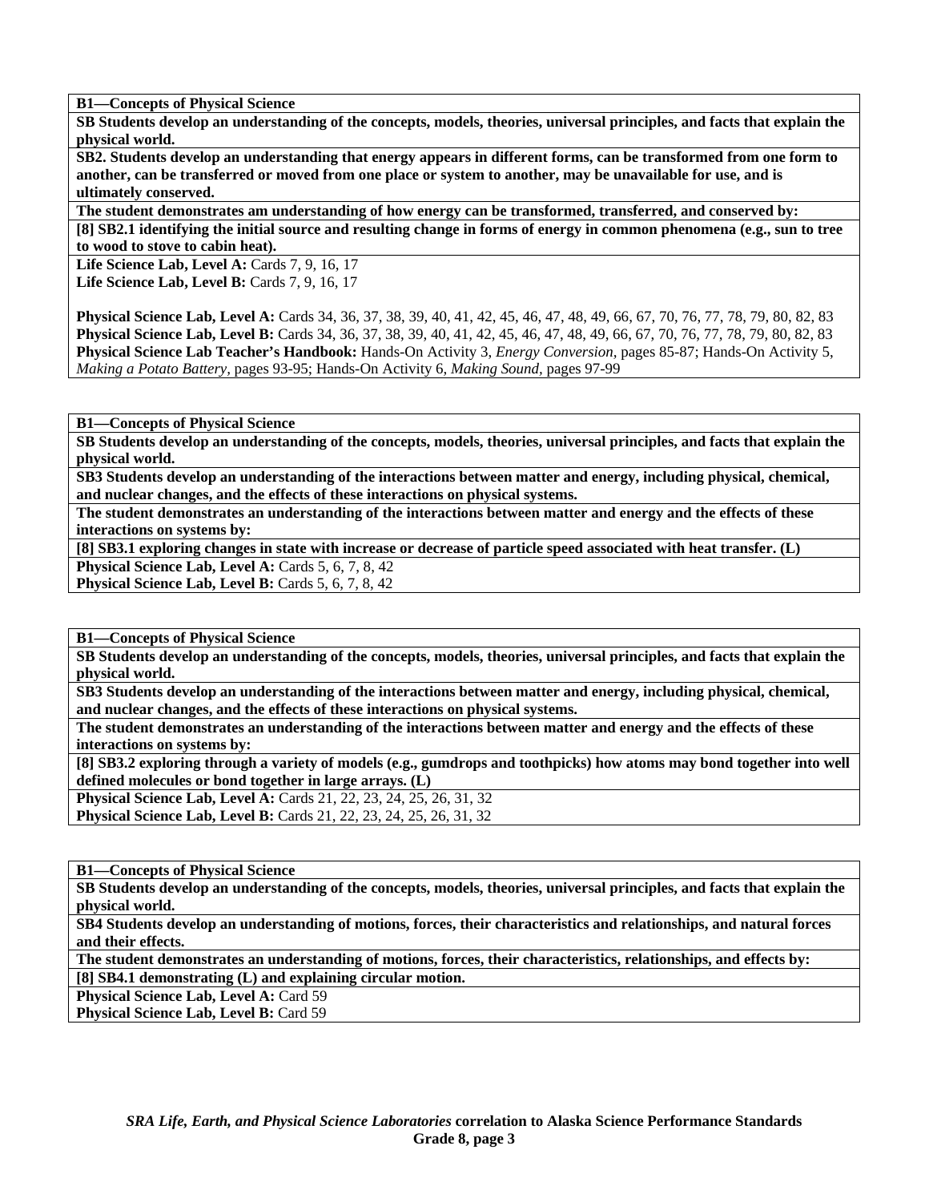**B1—Concepts of Physical Science**

**SB Students develop an understanding of the concepts, models, theories, universal principles, and facts that explain the physical world.**

**SB2. Students develop an understanding that energy appears in different forms, can be transformed from one form to another, can be transferred or moved from one place or system to another, may be unavailable for use, and is ultimately conserved.**

**The student demonstrates am understanding of how energy can be transformed, transferred, and conserved by:**

**[8] SB2.1 identifying the initial source and resulting change in forms of energy in common phenomena (e.g., sun to tree to wood to stove to cabin heat).**

**Life Science Lab, Level A:** Cards 7, 9, 16, 17
**Life Science Lab, Level B:** Cards 7, 9, 16, 17

**Physical Science Lab, Level A:** Cards 34, 36, 37, 38, 39, 40, 41, 42, 45, 46, 47, 48, 49, 66, 67, 70, 76, 77, 78, 79, 80, 82, 83
**Physical Science Lab, Level B:** Cards 34, 36, 37, 38, 39, 40, 41, 42, 45, 46, 47, 48, 49, 66, 67, 70, 76, 77, 78, 79, 80, 82, 83
**Physical Science Lab Teacher's Handbook:** Hands-On Activity 3, *Energy Conversion,* pages 85-87; Hands-On Activity 5, *Making a Potato Battery,* pages 93-95; Hands-On Activity 6, *Making Sound,* pages 97-99

**B1—Concepts of Physical Science**

**SB Students develop an understanding of the concepts, models, theories, universal principles, and facts that explain the physical world.**

**SB3 Students develop an understanding of the interactions between matter and energy, including physical, chemical, and nuclear changes, and the effects of these interactions on physical systems.**

**The student demonstrates an understanding of the interactions between matter and energy and the effects of these interactions on systems by:**

**[8] SB3.1 exploring changes in state with increase or decrease of particle speed associated with heat transfer. (L)**

**Physical Science Lab, Level A:** Cards 5, 6, 7, 8, 42
**Physical Science Lab, Level B:** Cards 5, 6, 7, 8, 42

**B1—Concepts of Physical Science**

**SB Students develop an understanding of the concepts, models, theories, universal principles, and facts that explain the physical world.**

**SB3 Students develop an understanding of the interactions between matter and energy, including physical, chemical, and nuclear changes, and the effects of these interactions on physical systems.**

**The student demonstrates an understanding of the interactions between matter and energy and the effects of these interactions on systems by:**

**[8] SB3.2 exploring through a variety of models (e.g., gumdrops and toothpicks) how atoms may bond together into well defined molecules or bond together in large arrays. (L)**

**Physical Science Lab, Level A:** Cards 21, 22, 23, 24, 25, 26, 31, 32
**Physical Science Lab, Level B:** Cards 21, 22, 23, 24, 25, 26, 31, 32

**B1—Concepts of Physical Science**

**SB Students develop an understanding of the concepts, models, theories, universal principles, and facts that explain the physical world.**

**SB4 Students develop an understanding of motions, forces, their characteristics and relationships, and natural forces and their effects.**

**The student demonstrates an understanding of motions, forces, their characteristics, relationships, and effects by:**

**[8] SB4.1 demonstrating (L) and explaining circular motion.**

**Physical Science Lab, Level A:** Card 59
**Physical Science Lab, Level B:** Card 59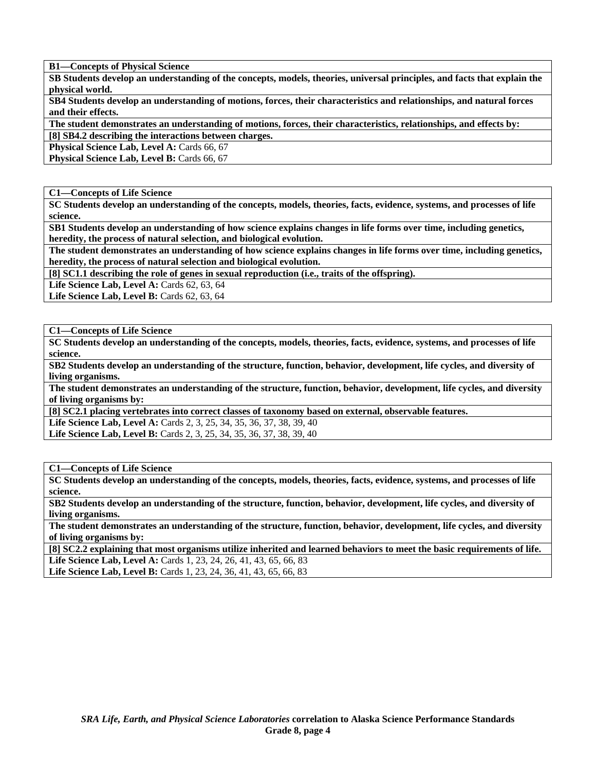**B1—Concepts of Physical Science**

**SB Students develop an understanding of the concepts, models, theories, universal principles, and facts that explain the physical world.**

**SB4 Students develop an understanding of motions, forces, their characteristics and relationships, and natural forces and their effects.**

**The student demonstrates an understanding of motions, forces, their characteristics, relationships, and effects by:**

**[8] SB4.2 describing the interactions between charges.**

**Physical Science Lab, Level A:** Cards 66, 67
**Physical Science Lab, Level B:** Cards 66, 67

**C1—Concepts of Life Science**

**SC Students develop an understanding of the concepts, models, theories, facts, evidence, systems, and processes of life science.**

**SB1 Students develop an understanding of how science explains changes in life forms over time, including genetics, heredity, the process of natural selection, and biological evolution.**

**The student demonstrates an understanding of how science explains changes in life forms over time, including genetics, heredity, the process of natural selection and biological evolution.**

**[8] SC1.1 describing the role of genes in sexual reproduction (i.e., traits of the offspring).**

**Life Science Lab, Level A:** Cards 62, 63, 64
**Life Science Lab, Level B:** Cards 62, 63, 64

**C1—Concepts of Life Science**

**SC Students develop an understanding of the concepts, models, theories, facts, evidence, systems, and processes of life science.**

**SB2 Students develop an understanding of the structure, function, behavior, development, life cycles, and diversity of living organisms.**

**The student demonstrates an understanding of the structure, function, behavior, development, life cycles, and diversity of living organisms by:**

**[8] SC2.1 placing vertebrates into correct classes of taxonomy based on external, observable features.**

**Life Science Lab, Level A:** Cards 2, 3, 25, 34, 35, 36, 37, 38, 39, 40
**Life Science Lab, Level B:** Cards 2, 3, 25, 34, 35, 36, 37, 38, 39, 40

**C1—Concepts of Life Science**

**SC Students develop an understanding of the concepts, models, theories, facts, evidence, systems, and processes of life science.**

**SB2 Students develop an understanding of the structure, function, behavior, development, life cycles, and diversity of living organisms.**

**The student demonstrates an understanding of the structure, function, behavior, development, life cycles, and diversity of living organisms by:**

**[8] SC2.2 explaining that most organisms utilize inherited and learned behaviors to meet the basic requirements of life.**

**Life Science Lab, Level A:** Cards 1, 23, 24, 26, 41, 43, 65, 66, 83
**Life Science Lab, Level B:** Cards 1, 23, 24, 36, 41, 43, 65, 66, 83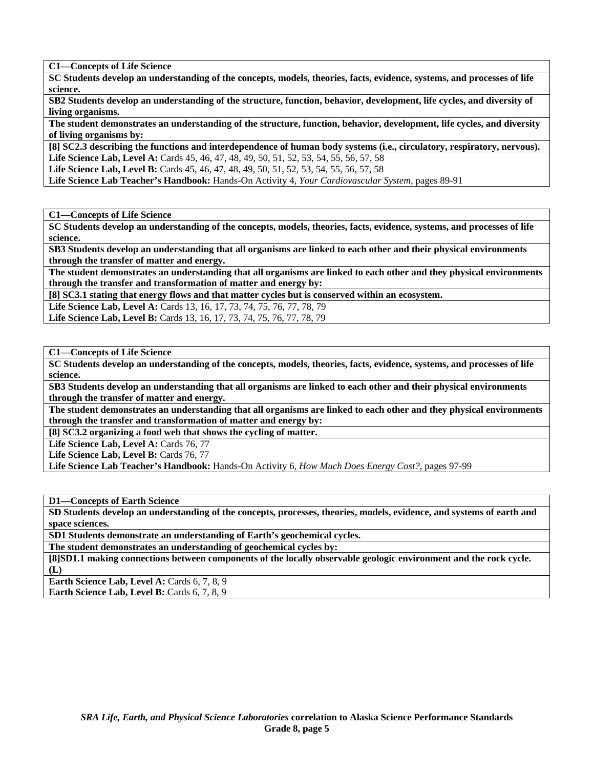**C1—Concepts of Life Science**

**SC Students develop an understanding of the concepts, models, theories, facts, evidence, systems, and processes of life science.**

**SB2 Students develop an understanding of the structure, function, behavior, development, life cycles, and diversity of living organisms.**

**The student demonstrates an understanding of the structure, function, behavior, development, life cycles, and diversity of living organisms by:**

**[8] SC2.3 describing the functions and interdependence of human body systems (i.e., circulatory, respiratory, nervous).**

**Life Science Lab, Level A:** Cards 45, 46, 47, 48, 49, 50, 51, 52, 53, 54, 55, 56, 57, 58

**Life Science Lab, Level B:** Cards 45, 46, 47, 48, 49, 50, 51, 52, 53, 54, 55, 56, 57, 58

**Life Science Lab Teacher's Handbook:** Hands-On Activity 4, *Your Cardiovascular System,* pages 89-91

**C1—Concepts of Life Science**

**SC Students develop an understanding of the concepts, models, theories, facts, evidence, systems, and processes of life science.**

**SB3 Students develop an understanding that all organisms are linked to each other and their physical environments through the transfer of matter and energy.**

**The student demonstrates an understanding that all organisms are linked to each other and they physical environments through the transfer and transformation of matter and energy by:**

**[8] SC3.1 stating that energy flows and that matter cycles but is conserved within an ecosystem.**

**Life Science Lab, Level A:** Cards 13, 16, 17, 73, 74, 75, 76, 77, 78, 79

**Life Science Lab, Level B:** Cards 13, 16, 17, 73, 74, 75, 76, 77, 78, 79

**C1—Concepts of Life Science**

**SC Students develop an understanding of the concepts, models, theories, facts, evidence, systems, and processes of life science.**

**SB3 Students develop an understanding that all organisms are linked to each other and their physical environments through the transfer of matter and energy.**

**The student demonstrates an understanding that all organisms are linked to each other and they physical environments through the transfer and transformation of matter and energy by:**

**[8] SC3.2 organizing a food web that shows the cycling of matter.**

**Life Science Lab, Level A:** Cards 76, 77

**Life Science Lab, Level B:** Cards 76, 77

**Life Science Lab Teacher's Handbook:** Hands-On Activity 6, *How Much Does Energy Cost?,* pages 97-99

**D1—Concepts of Earth Science**

**SD Students develop an understanding of the concepts, processes, theories, models, evidence, and systems of earth and space sciences.**

**SD1 Students demonstrate an understanding of Earth's geochemical cycles.**

**The student demonstrates an understanding of geochemical cycles by:**

**[8]SD1.1 making connections between components of the locally observable geologic environment and the rock cycle. (L)**

**Earth Science Lab, Level A:** Cards 6, 7, 8, 9

**Earth Science Lab, Level B:** Cards 6, 7, 8, 9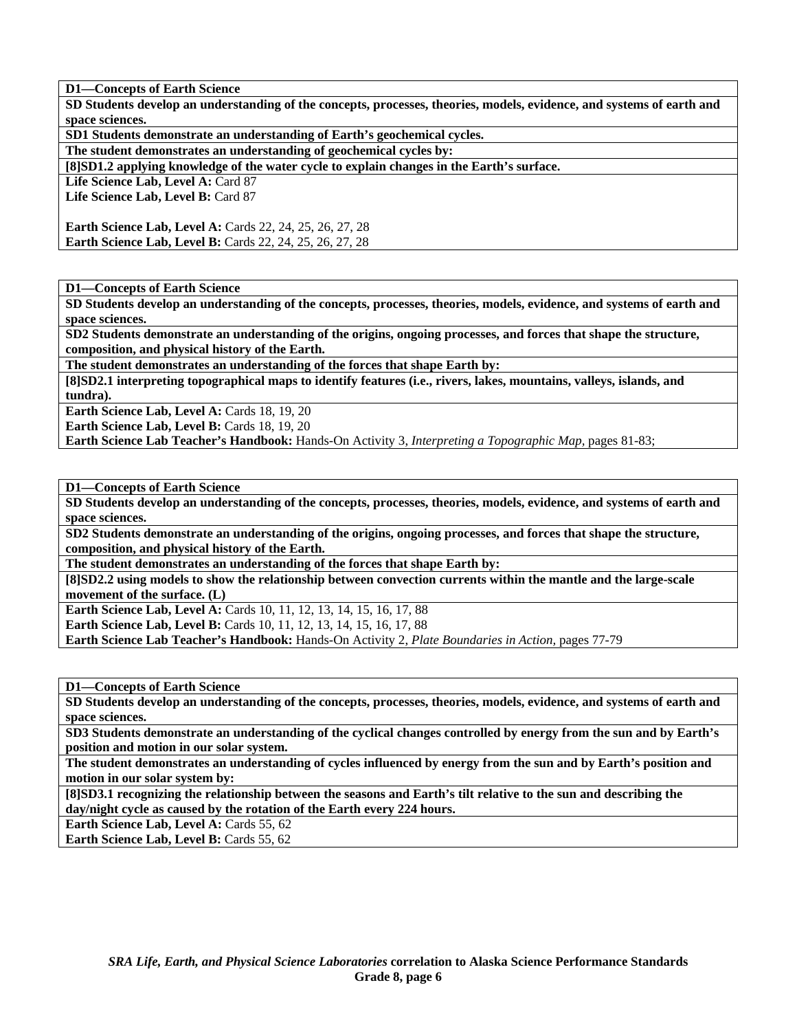**D1—Concepts of Earth Science**

**SD Students develop an understanding of the concepts, processes, theories, models, evidence, and systems of earth and space sciences.**

**SD1 Students demonstrate an understanding of Earth's geochemical cycles.**

**The student demonstrates an understanding of geochemical cycles by:**

**[8]SD1.2 applying knowledge of the water cycle to explain changes in the Earth's surface.**

**Life Science Lab, Level A:** Card 87
**Life Science Lab, Level B:** Card 87

**Earth Science Lab, Level A:** Cards 22, 24, 25, 26, 27, 28
**Earth Science Lab, Level B:** Cards 22, 24, 25, 26, 27, 28

---

**D1—Concepts of Earth Science**

**SD Students develop an understanding of the concepts, processes, theories, models, evidence, and systems of earth and space sciences.**

**SD2 Students demonstrate an understanding of the origins, ongoing processes, and forces that shape the structure, composition, and physical history of the Earth.**

**The student demonstrates an understanding of the forces that shape Earth by:**

**[8]SD2.1 interpreting topographical maps to identify features (i.e., rivers, lakes, mountains, valleys, islands, and tundra).**

**Earth Science Lab, Level A:** Cards 18, 19, 20
**Earth Science Lab, Level B:** Cards 18, 19, 20
**Earth Science Lab Teacher's Handbook:** Hands-On Activity 3, *Interpreting a Topographic Map,* pages 81-83;

---

**D1—Concepts of Earth Science**

**SD Students develop an understanding of the concepts, processes, theories, models, evidence, and systems of earth and space sciences.**

**SD2 Students demonstrate an understanding of the origins, ongoing processes, and forces that shape the structure, composition, and physical history of the Earth.**

**The student demonstrates an understanding of the forces that shape Earth by:**

**[8]SD2.2 using models to show the relationship between convection currents within the mantle and the large-scale movement of the surface. (L)**

**Earth Science Lab, Level A:** Cards 10, 11, 12, 13, 14, 15, 16, 17, 88
**Earth Science Lab, Level B:** Cards 10, 11, 12, 13, 14, 15, 16, 17, 88
**Earth Science Lab Teacher's Handbook:** Hands-On Activity 2, *Plate Boundaries in Action,* pages 77-79

---

**D1—Concepts of Earth Science**

**SD Students develop an understanding of the concepts, processes, theories, models, evidence, and systems of earth and space sciences.**

**SD3 Students demonstrate an understanding of the cyclical changes controlled by energy from the sun and by Earth's position and motion in our solar system.**

**The student demonstrates an understanding of cycles influenced by energy from the sun and by Earth's position and motion in our solar system by:**

**[8]SD3.1 recognizing the relationship between the seasons and Earth's tilt relative to the sun and describing the day/night cycle as caused by the rotation of the Earth every 224 hours.**

**Earth Science Lab, Level A:** Cards 55, 62
**Earth Science Lab, Level B:** Cards 55, 62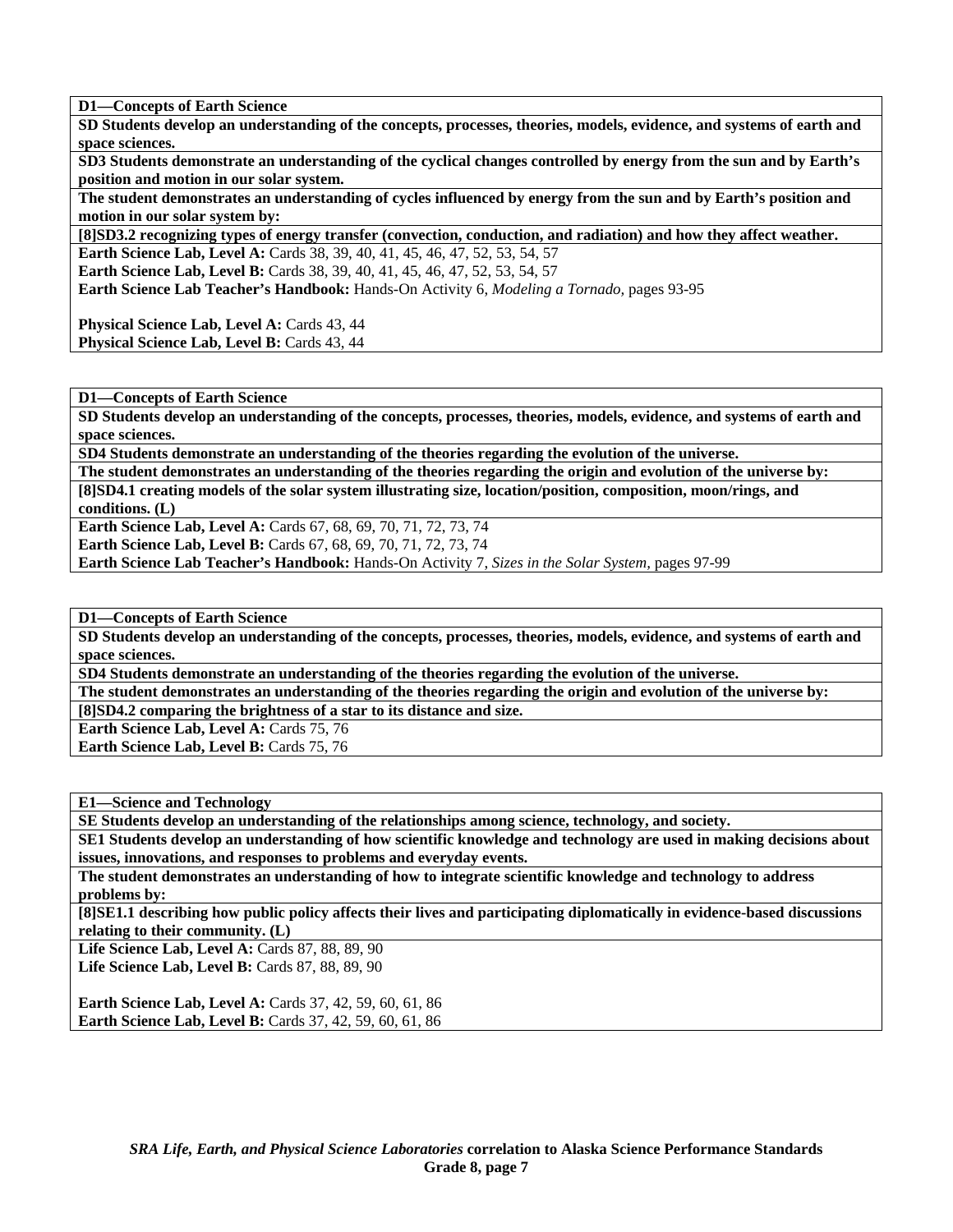**D1—Concepts of Earth Science**

**SD Students develop an understanding of the concepts, processes, theories, models, evidence, and systems of earth and space sciences.**

**SD3 Students demonstrate an understanding of the cyclical changes controlled by energy from the sun and by Earth's position and motion in our solar system.**

**The student demonstrates an understanding of cycles influenced by energy from the sun and by Earth's position and motion in our solar system by:**

**[8]SD3.2 recognizing types of energy transfer (convection, conduction, and radiation) and how they affect weather.**

**Earth Science Lab, Level A:** Cards 38, 39, 40, 41, 45, 46, 47, 52, 53, 54, 57
**Earth Science Lab, Level B:** Cards 38, 39, 40, 41, 45, 46, 47, 52, 53, 54, 57
**Earth Science Lab Teacher's Handbook:** Hands-On Activity 6, *Modeling a Tornado,* pages 93-95

**Physical Science Lab, Level A:** Cards 43, 44
**Physical Science Lab, Level B:** Cards 43, 44

**D1—Concepts of Earth Science**

**SD Students develop an understanding of the concepts, processes, theories, models, evidence, and systems of earth and space sciences.**

**SD4 Students demonstrate an understanding of the theories regarding the evolution of the universe.**

**The student demonstrates an understanding of the theories regarding the origin and evolution of the universe by:**

**[8]SD4.1 creating models of the solar system illustrating size, location/position, composition, moon/rings, and conditions. (L)**

**Earth Science Lab, Level A:** Cards 67, 68, 69, 70, 71, 72, 73, 74
**Earth Science Lab, Level B:** Cards 67, 68, 69, 70, 71, 72, 73, 74
**Earth Science Lab Teacher's Handbook:** Hands-On Activity 7, *Sizes in the Solar System,* pages 97-99

**D1—Concepts of Earth Science**

**SD Students develop an understanding of the concepts, processes, theories, models, evidence, and systems of earth and space sciences.**

**SD4 Students demonstrate an understanding of the theories regarding the evolution of the universe.**

**The student demonstrates an understanding of the theories regarding the origin and evolution of the universe by:**

**[8]SD4.2 comparing the brightness of a star to its distance and size.**

**Earth Science Lab, Level A:** Cards 75, 76
**Earth Science Lab, Level B:** Cards 75, 76

**E1—Science and Technology**

**SE Students develop an understanding of the relationships among science, technology, and society.**

**SE1 Students develop an understanding of how scientific knowledge and technology are used in making decisions about issues, innovations, and responses to problems and everyday events.**

**The student demonstrates an understanding of how to integrate scientific knowledge and technology to address problems by:**

**[8]SE1.1 describing how public policy affects their lives and participating diplomatically in evidence-based discussions relating to their community. (L)**

**Life Science Lab, Level A:** Cards 87, 88, 89, 90
**Life Science Lab, Level B:** Cards 87, 88, 89, 90

**Earth Science Lab, Level A:** Cards 37, 42, 59, 60, 61, 86
**Earth Science Lab, Level B:** Cards 37, 42, 59, 60, 61, 86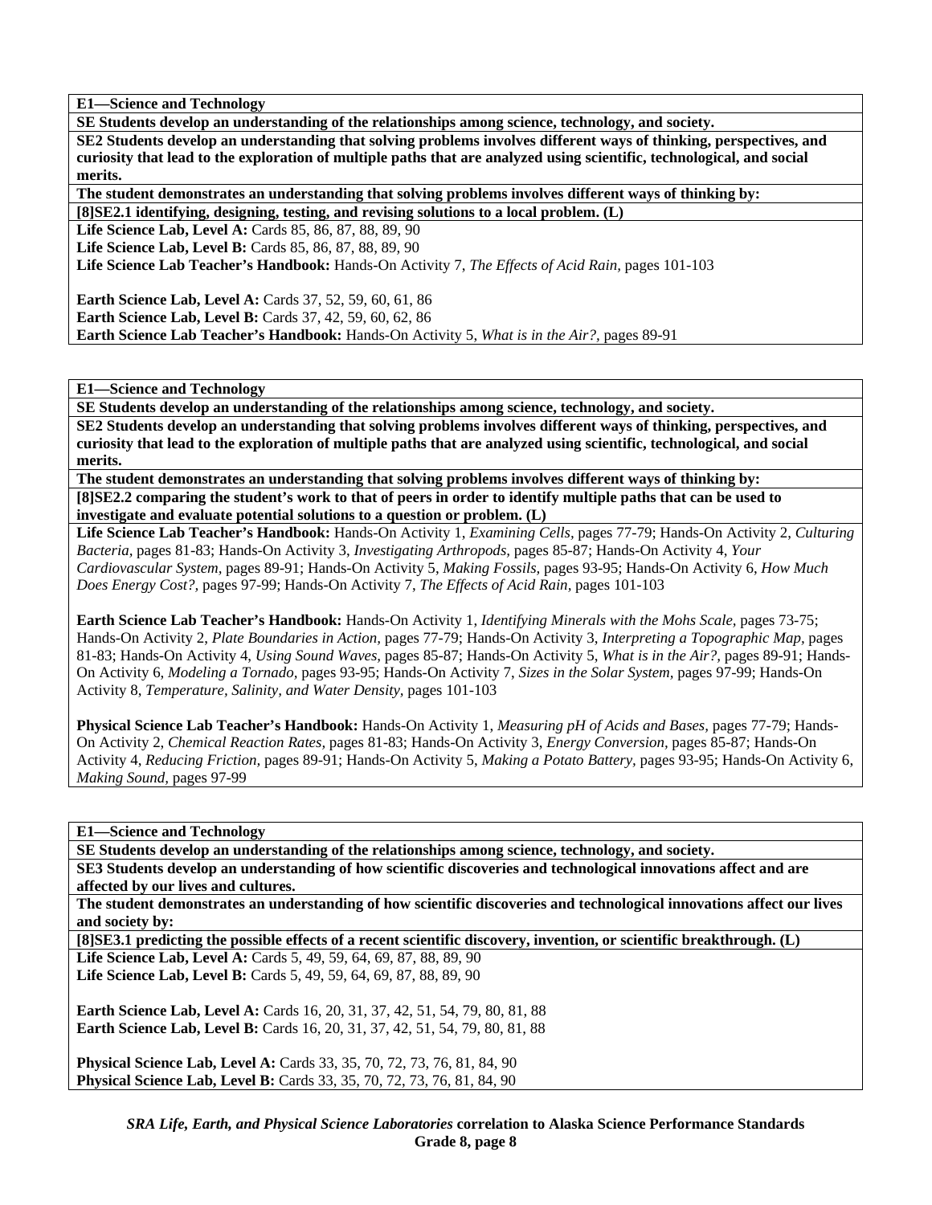**E1—Science and Technology**

**SE Students develop an understanding of the relationships among science, technology, and society.**

**SE2 Students develop an understanding that solving problems involves different ways of thinking, perspectives, and curiosity that lead to the exploration of multiple paths that are analyzed using scientific, technological, and social merits.**

**The student demonstrates an understanding that solving problems involves different ways of thinking by:**

**[8]SE2.1 identifying, designing, testing, and revising solutions to a local problem. (L)**

**Life Science Lab, Level A:** Cards 85, 86, 87, 88, 89, 90
**Life Science Lab, Level B:** Cards 85, 86, 87, 88, 89, 90
**Life Science Lab Teacher's Handbook:** Hands-On Activity 7, *The Effects of Acid Rain,* pages 101-103

**Earth Science Lab, Level A:** Cards 37, 52, 59, 60, 61, 86
**Earth Science Lab, Level B:** Cards 37, 42, 59, 60, 62, 86
**Earth Science Lab Teacher's Handbook:** Hands-On Activity 5, *What is in the Air?,* pages 89-91

---

**E1—Science and Technology**

**SE Students develop an understanding of the relationships among science, technology, and society.**

**SE2 Students develop an understanding that solving problems involves different ways of thinking, perspectives, and curiosity that lead to the exploration of multiple paths that are analyzed using scientific, technological, and social merits.**

**The student demonstrates an understanding that solving problems involves different ways of thinking by:**

**[8]SE2.2 comparing the student's work to that of peers in order to identify multiple paths that can be used to investigate and evaluate potential solutions to a question or problem. (L)**

**Life Science Lab Teacher's Handbook:** Hands-On Activity 1, *Examining Cells,* pages 77-79; Hands-On Activity 2, *Culturing Bacteria,* pages 81-83; Hands-On Activity 3, *Investigating Arthropods,* pages 85-87; Hands-On Activity 4, *Your Cardiovascular System,* pages 89-91; Hands-On Activity 5, *Making Fossils,* pages 93-95; Hands-On Activity 6, *How Much Does Energy Cost?,* pages 97-99; Hands-On Activity 7, *The Effects of Acid Rain,* pages 101-103

**Earth Science Lab Teacher's Handbook:** Hands-On Activity 1, *Identifying Minerals with the Mohs Scale,* pages 73-75; Hands-On Activity 2, *Plate Boundaries in Action,* pages 77-79; Hands-On Activity 3, *Interpreting a Topographic Map,* pages 81-83; Hands-On Activity 4, *Using Sound Waves,* pages 85-87; Hands-On Activity 5, *What is in the Air?,* pages 89-91; Hands-On Activity 6, *Modeling a Tornado,* pages 93-95; Hands-On Activity 7, *Sizes in the Solar System,* pages 97-99; Hands-On Activity 8, *Temperature, Salinity, and Water Density,* pages 101-103

**Physical Science Lab Teacher's Handbook:** Hands-On Activity 1, *Measuring pH of Acids and Bases,* pages 77-79; Hands-On Activity 2, *Chemical Reaction Rates,* pages 81-83; Hands-On Activity 3, *Energy Conversion,* pages 85-87; Hands-On Activity 4, *Reducing Friction,* pages 89-91; Hands-On Activity 5, *Making a Potato Battery,* pages 93-95; Hands-On Activity 6, *Making Sound,* pages 97-99

---

**E1—Science and Technology**

**SE Students develop an understanding of the relationships among science, technology, and society.**

**SE3 Students develop an understanding of how scientific discoveries and technological innovations affect and are affected by our lives and cultures.**

**The student demonstrates an understanding of how scientific discoveries and technological innovations affect our lives and society by:**

**[8]SE3.1 predicting the possible effects of a recent scientific discovery, invention, or scientific breakthrough. (L)**

**Life Science Lab, Level A:** Cards 5, 49, 59, 64, 69, 87, 88, 89, 90
**Life Science Lab, Level B:** Cards 5, 49, 59, 64, 69, 87, 88, 89, 90

**Earth Science Lab, Level A:** Cards 16, 20, 31, 37, 42, 51, 54, 79, 80, 81, 88
**Earth Science Lab, Level B:** Cards 16, 20, 31, 37, 42, 51, 54, 79, 80, 81, 88

**Physical Science Lab, Level A:** Cards 33, 35, 70, 72, 73, 76, 81, 84, 90
**Physical Science Lab, Level B:** Cards 33, 35, 70, 72, 73, 76, 81, 84, 90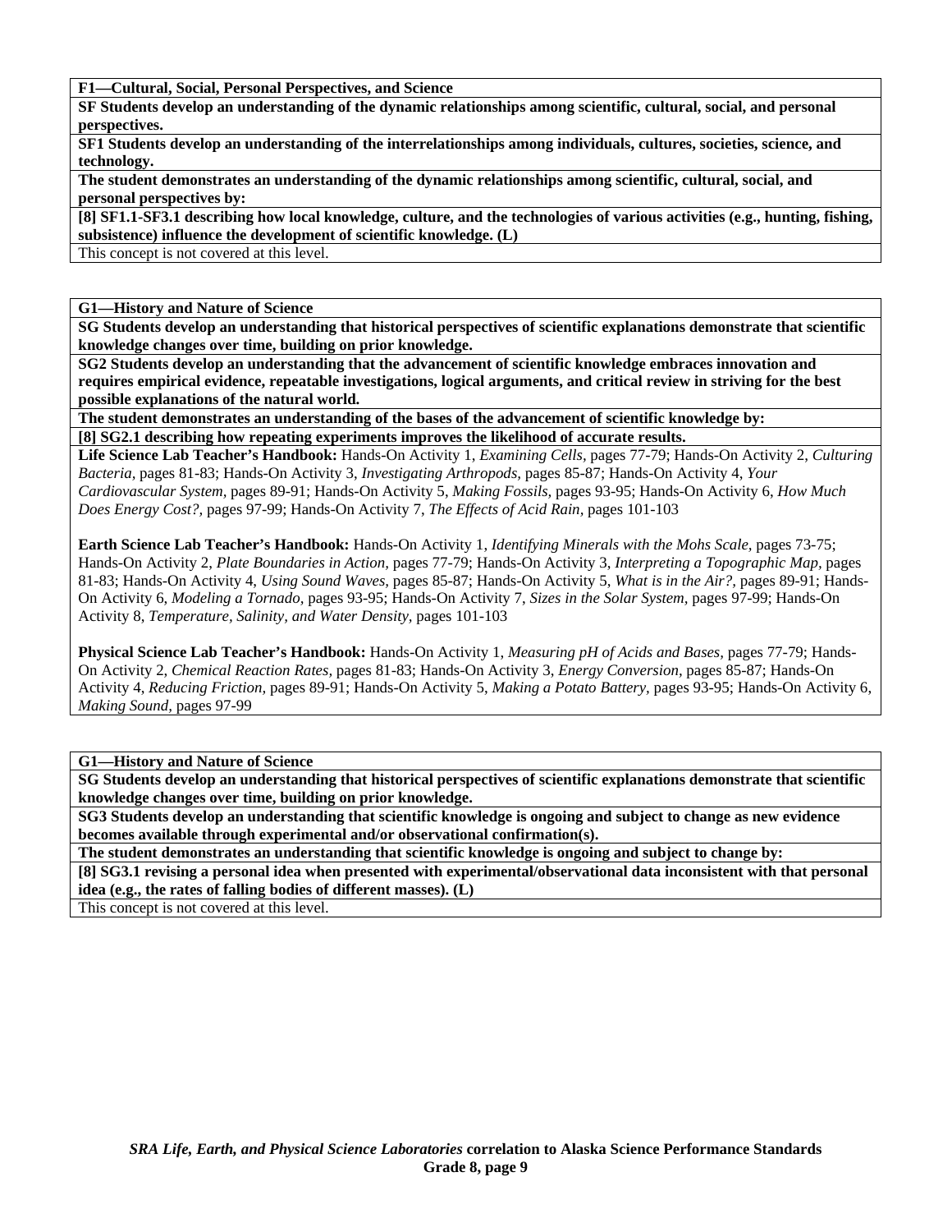**F1—Cultural, Social, Personal Perspectives, and Science**

**SF Students develop an understanding of the dynamic relationships among scientific, cultural, social, and personal perspectives.**

**SF1 Students develop an understanding of the interrelationships among individuals, cultures, societies, science, and technology.**

**The student demonstrates an understanding of the dynamic relationships among scientific, cultural, social, and personal perspectives by:**

**[8] SF1.1-SF3.1 describing how local knowledge, culture, and the technologies of various activities (e.g., hunting, fishing, subsistence) influence the development of scientific knowledge. (L)**

This concept is not covered at this level.

**G1—History and Nature of Science**

**SG Students develop an understanding that historical perspectives of scientific explanations demonstrate that scientific knowledge changes over time, building on prior knowledge.**

**SG2 Students develop an understanding that the advancement of scientific knowledge embraces innovation and requires empirical evidence, repeatable investigations, logical arguments, and critical review in striving for the best possible explanations of the natural world.**

**The student demonstrates an understanding of the bases of the advancement of scientific knowledge by:**

**[8] SG2.1 describing how repeating experiments improves the likelihood of accurate results.**

**Life Science Lab Teacher's Handbook:** Hands-On Activity 1, *Examining Cells,* pages 77-79; Hands-On Activity 2, *Culturing Bacteria,* pages 81-83; Hands-On Activity 3, *Investigating Arthropods,* pages 85-87; Hands-On Activity 4, *Your Cardiovascular System,* pages 89-91; Hands-On Activity 5, *Making Fossils,* pages 93-95; Hands-On Activity 6, *How Much Does Energy Cost?,* pages 97-99; Hands-On Activity 7, *The Effects of Acid Rain,* pages 101-103

**Earth Science Lab Teacher's Handbook:** Hands-On Activity 1, *Identifying Minerals with the Mohs Scale,* pages 73-75; Hands-On Activity 2, *Plate Boundaries in Action,* pages 77-79; Hands-On Activity 3, *Interpreting a Topographic Map,* pages 81-83; Hands-On Activity 4, *Using Sound Waves,* pages 85-87; Hands-On Activity 5, *What is in the Air?,* pages 89-91; Hands-On Activity 6, *Modeling a Tornado,* pages 93-95; Hands-On Activity 7, *Sizes in the Solar System,* pages 97-99; Hands-On Activity 8, *Temperature, Salinity, and Water Density,* pages 101-103

**Physical Science Lab Teacher's Handbook:** Hands-On Activity 1, *Measuring pH of Acids and Bases,* pages 77-79; Hands-On Activity 2, *Chemical Reaction Rates,* pages 81-83; Hands-On Activity 3, *Energy Conversion,* pages 85-87; Hands-On Activity 4, *Reducing Friction,* pages 89-91; Hands-On Activity 5, *Making a Potato Battery,* pages 93-95; Hands-On Activity 6, *Making Sound,* pages 97-99

**G1—History and Nature of Science**

**SG Students develop an understanding that historical perspectives of scientific explanations demonstrate that scientific knowledge changes over time, building on prior knowledge.**

**SG3 Students develop an understanding that scientific knowledge is ongoing and subject to change as new evidence becomes available through experimental and/or observational confirmation(s).**

**The student demonstrates an understanding that scientific knowledge is ongoing and subject to change by:**

**[8] SG3.1 revising a personal idea when presented with experimental/observational data inconsistent with that personal idea (e.g., the rates of falling bodies of different masses). (L)**

This concept is not covered at this level.